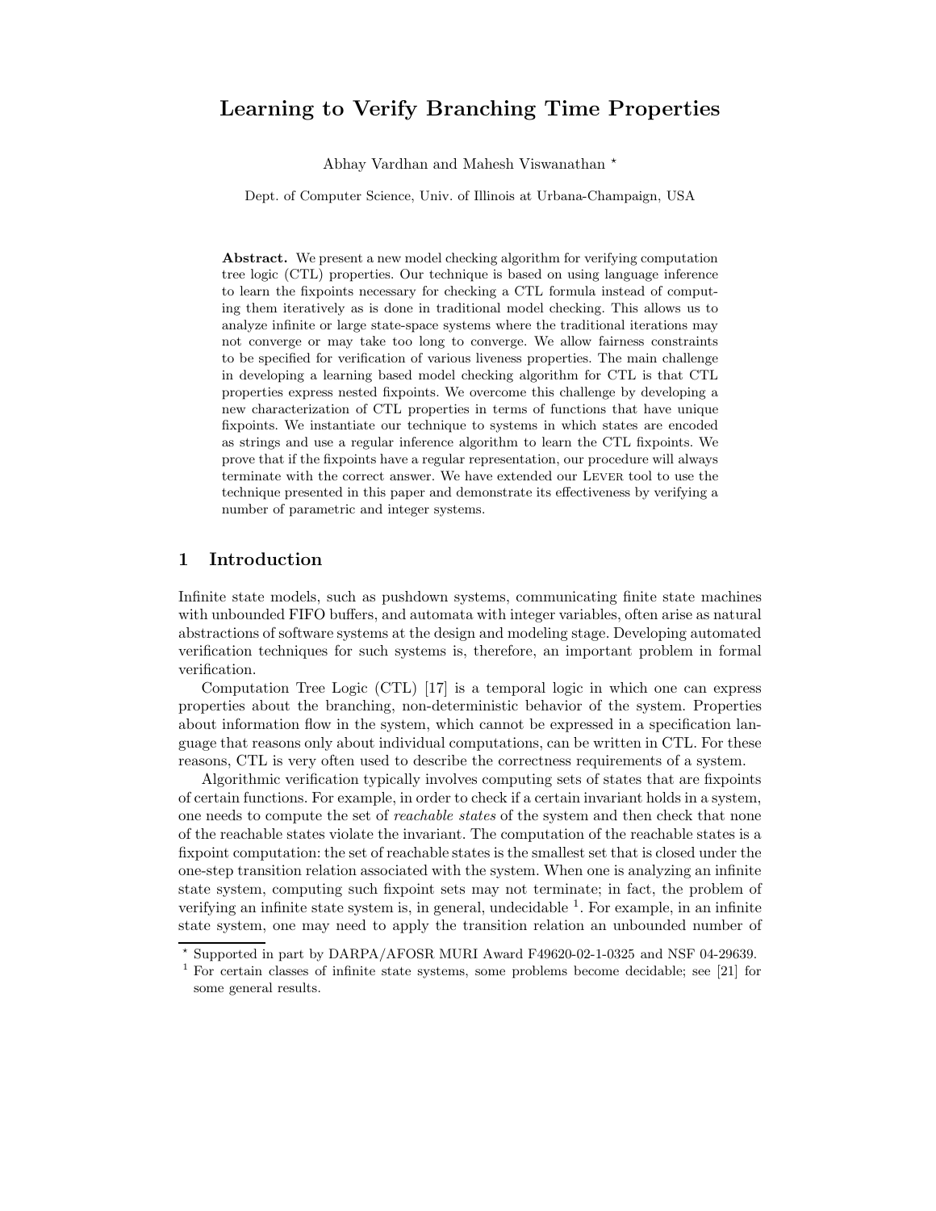# Learning to Verify Branching Time Properties

Abhay Vardhan and Mahesh Viswanathan *

Dept. of Computer Science, Univ. of Illinois at Urbana-Champaign, USA

**Abstract.** We present a new model checking algorithm for verifying computation tree logic (CTL) properties. Our technique is based on using language inference to learn the fixpoints necessary for checking a CTL formula instead of computing them iteratively as is done in traditional model checking. This allows us to analyze infinite or large state-space systems where the traditional iterations may not converge or may take too long to converge. We allow fairness constraints to be specified for verification of various liveness properties. The main challenge in developing a learning based model checking algorithm for CTL is that CTL properties express nested fixpoints. We overcome this challenge by developing a new characterization of CTL properties in terms of functions that have unique fixpoints. We instantiate our technique to systems in which states are encoded as strings and use a regular inference algorithm to learn the CTL fixpoints. We prove that if the fixpoints have a regular representation, our procedure will always terminate with the correct answer. We have extended our Lever tool to use the technique presented in this paper and demonstrate its effectiveness by verifying a number of parametric and integer systems.

## 1 Introduction

Infinite state models, such as pushdown systems, communicating finite state machines with unbounded FIFO buffers, and automata with integer variables, often arise as natural abstractions of software systems at the design and modeling stage. Developing automated verification techniques for such systems is, therefore, an important problem in formal verification.

Computation Tree Logic (CTL) [17] is a temporal logic in which one can express properties about the branching, non-deterministic behavior of the system. Properties about information flow in the system, which cannot be expressed in a specification language that reasons only about individual computations, can be written in CTL. For these reasons, CTL is very often used to describe the correctness requirements of a system.

Algorithmic verification typically involves computing sets of states that are fixpoints of certain functions. For example, in order to check if a certain invariant holds in a system, one needs to compute the set of *reachable states* of the system and then check that none of the reachable states violate the invariant. The computation of the reachable states is a fixpoint computation: the set of reachable states is the smallest set that is closed under the one-step transition relation associated with the system. When one is analyzing an infinite state system, computing such fixpoint sets may not terminate; in fact, the problem of verifying an infinite state system is, in general, undecidable [1]. For example, in an infinite state system, one may need to apply the transition relation an unbounded number of

* Supported in part by DARPA/AFOSR MURI Award F49620-02-1-0325 and NSF 04-29639.

[1] For certain classes of infinite state systems, some problems become decidable; see [21] for some general results.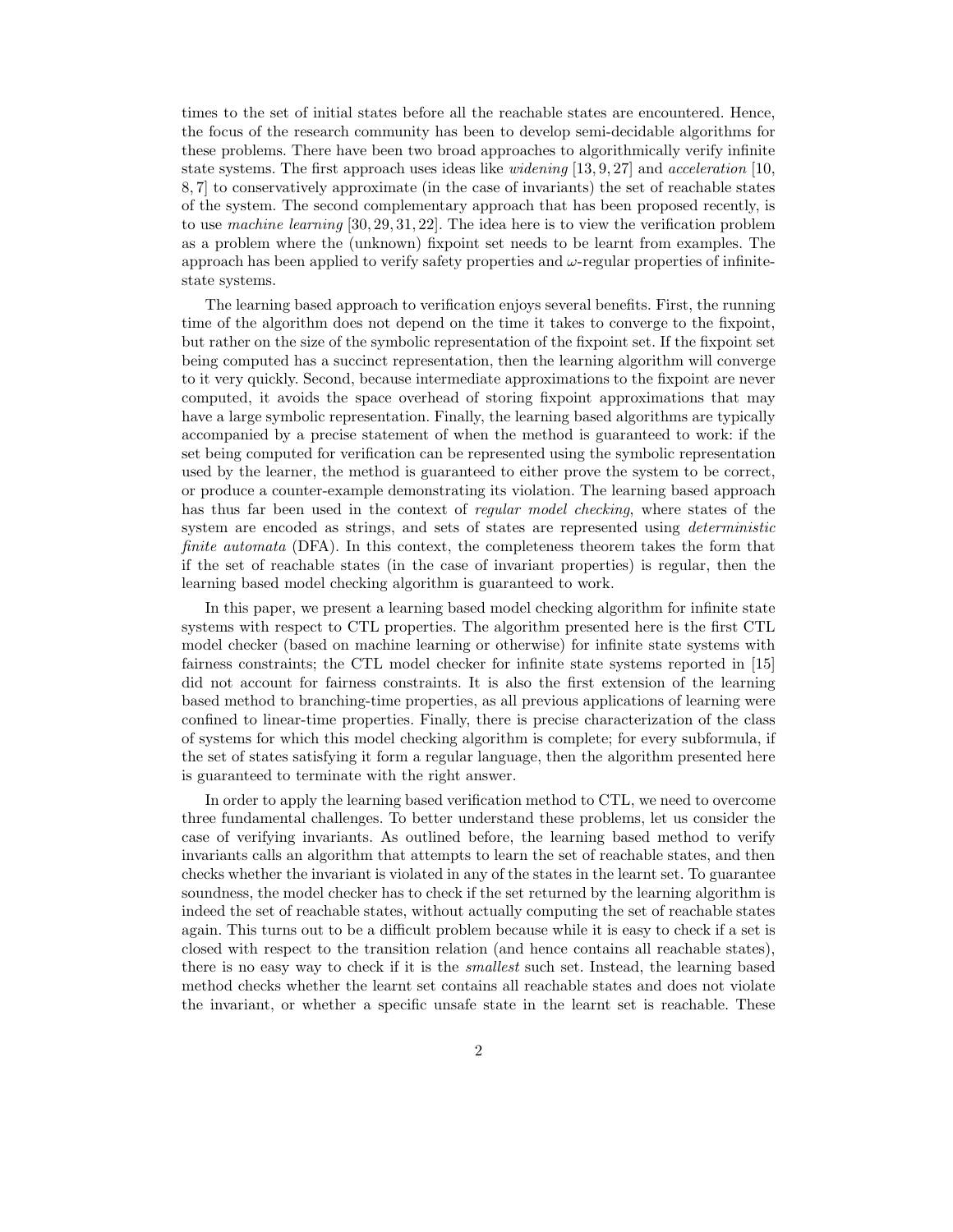times to the set of initial states before all the reachable states are encountered. Hence, the focus of the research community has been to develop semi-decidable algorithms for these problems. There have been two broad approaches to algorithmically verify infinite state systems. The first approach uses ideas like *widening* [13, 9, 27] and *acceleration* [10, 8, 7] to conservatively approximate (in the case of invariants) the set of reachable states of the system. The second complementary approach that has been proposed recently, is to use *machine learning* [30, 29, 31, 22]. The idea here is to view the verification problem as a problem where the (unknown) fixpoint set needs to be learnt from examples. The approach has been applied to verify safety properties and $\omega$-regular properties of infinite-state systems.

The learning based approach to verification enjoys several benefits. First, the running time of the algorithm does not depend on the time it takes to converge to the fixpoint, but rather on the size of the symbolic representation of the fixpoint set. If the fixpoint set being computed has a succinct representation, then the learning algorithm will converge to it very quickly. Second, because intermediate approximations to the fixpoint are never computed, it avoids the space overhead of storing fixpoint approximations that may have a large symbolic representation. Finally, the learning based algorithms are typically accompanied by a precise statement of when the method is guaranteed to work: if the set being computed for verification can be represented using the symbolic representation used by the learner, the method is guaranteed to either prove the system to be correct, or produce a counter-example demonstrating its violation. The learning based approach has thus far been used in the context of *regular model checking*, where states of the system are encoded as strings, and sets of states are represented using *deterministic finite automata* (DFA). In this context, the completeness theorem takes the form that if the set of reachable states (in the case of invariant properties) is regular, then the learning based model checking algorithm is guaranteed to work.

In this paper, we present a learning based model checking algorithm for infinite state systems with respect to CTL properties. The algorithm presented here is the first CTL model checker (based on machine learning or otherwise) for infinite state systems with fairness constraints; the CTL model checker for infinite state systems reported in [15] did not account for fairness constraints. It is also the first extension of the learning based method to branching-time properties, as all previous applications of learning were confined to linear-time properties. Finally, there is precise characterization of the class of systems for which this model checking algorithm is complete; for every subformula, if the set of states satisfying it form a regular language, then the algorithm presented here is guaranteed to terminate with the right answer.

In order to apply the learning based verification method to CTL, we need to overcome three fundamental challenges. To better understand these problems, let us consider the case of verifying invariants. As outlined before, the learning based method to verify invariants calls an algorithm that attempts to learn the set of reachable states, and then checks whether the invariant is violated in any of the states in the learnt set. To guarantee soundness, the model checker has to check if the set returned by the learning algorithm is indeed the set of reachable states, without actually computing the set of reachable states again. This turns out to be a difficult problem because while it is easy to check if a set is closed with respect to the transition relation (and hence contains all reachable states), there is no easy way to check if it is the *smallest* such set. Instead, the learning based method checks whether the learnt set contains all reachable states and does not violate the invariant, or whether a specific unsafe state in the learnt set is reachable. These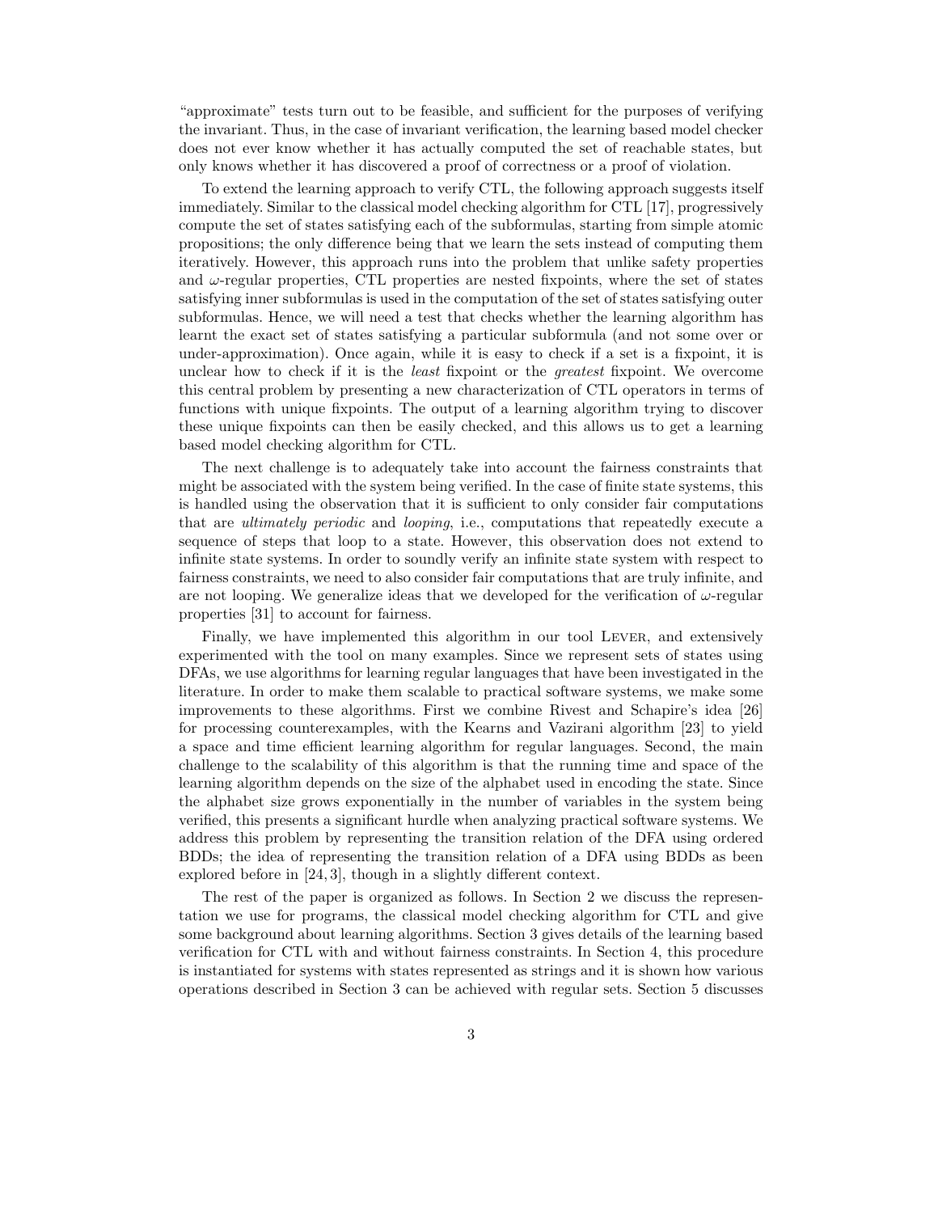"approximate" tests turn out to be feasible, and sufficient for the purposes of verifying the invariant. Thus, in the case of invariant verification, the learning based model checker does not ever know whether it has actually computed the set of reachable states, but only knows whether it has discovered a proof of correctness or a proof of violation.

To extend the learning approach to verify CTL, the following approach suggests itself immediately. Similar to the classical model checking algorithm for CTL [17], progressively compute the set of states satisfying each of the subformulas, starting from simple atomic propositions; the only difference being that we learn the sets instead of computing them iteratively. However, this approach runs into the problem that unlike safety properties and $\omega$-regular properties, CTL properties are nested fixpoints, where the set of states satisfying inner subformulas is used in the computation of the set of states satisfying outer subformulas. Hence, we will need a test that checks whether the learning algorithm has learnt the exact set of states satisfying a particular subformula (and not some over or under-approximation). Once again, while it is easy to check if a set is a fixpoint, it is unclear how to check if it is the *least* fixpoint or the *greatest* fixpoint. We overcome this central problem by presenting a new characterization of CTL operators in terms of functions with unique fixpoints. The output of a learning algorithm trying to discover these unique fixpoints can then be easily checked, and this allows us to get a learning based model checking algorithm for CTL.

The next challenge is to adequately take into account the fairness constraints that might be associated with the system being verified. In the case of finite state systems, this is handled using the observation that it is sufficient to only consider fair computations that are *ultimately periodic* and *looping*, i.e., computations that repeatedly execute a sequence of steps that loop to a state. However, this observation does not extend to infinite state systems. In order to soundly verify an infinite state system with respect to fairness constraints, we need to also consider fair computations that are truly infinite, and are not looping. We generalize ideas that we developed for the verification of $\omega$-regular properties [31] to account for fairness.

Finally, we have implemented this algorithm in our tool Lever, and extensively experimented with the tool on many examples. Since we represent sets of states using DFAs, we use algorithms for learning regular languages that have been investigated in the literature. In order to make them scalable to practical software systems, we make some improvements to these algorithms. First we combine Rivest and Schapire's idea [26] for processing counterexamples, with the Kearns and Vazirani algorithm [23] to yield a space and time efficient learning algorithm for regular languages. Second, the main challenge to the scalability of this algorithm is that the running time and space of the learning algorithm depends on the size of the alphabet used in encoding the state. Since the alphabet size grows exponentially in the number of variables in the system being verified, this presents a significant hurdle when analyzing practical software systems. We address this problem by representing the transition relation of the DFA using ordered BDDs; the idea of representing the transition relation of a DFA using BDDs as been explored before in [24, 3], though in a slightly different context.

The rest of the paper is organized as follows. In Section 2 we discuss the representation we use for programs, the classical model checking algorithm for CTL and give some background about learning algorithms. Section 3 gives details of the learning based verification for CTL with and without fairness constraints. In Section 4, this procedure is instantiated for systems with states represented as strings and it is shown how various operations described in Section 3 can be achieved with regular sets. Section 5 discusses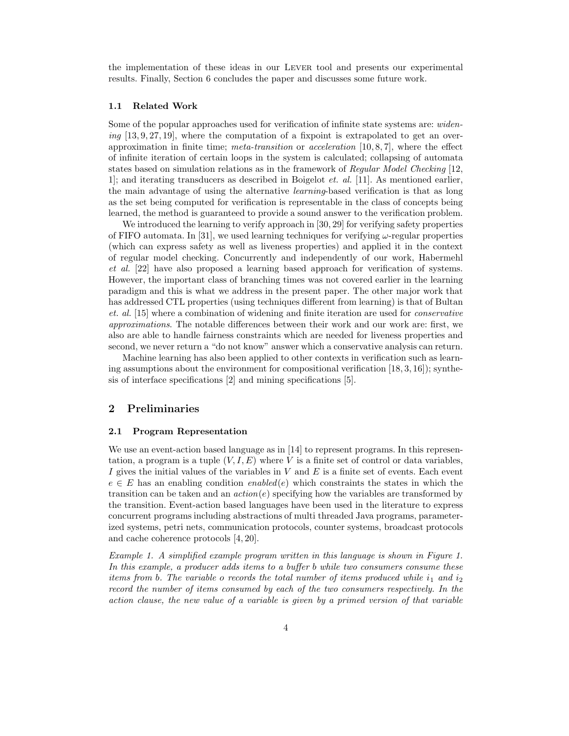the implementation of these ideas in our LEVER tool and presents our experimental results. Finally, Section 6 concludes the paper and discusses some future work.

### 1.1 Related Work

Some of the popular approaches used for verification of infinite state systems are: *widening* [13, 9, 27, 19], where the computation of a fixpoint is extrapolated to get an over-approximation in finite time; *meta-transition* or *acceleration* [10, 8, 7], where the effect of infinite iteration of certain loops in the system is calculated; collapsing of automata states based on simulation relations as in the framework of *Regular Model Checking* [12, 1]; and iterating transducers as described in Boigelot *et. al.* [11]. As mentioned earlier, the main advantage of using the alternative *learning*-based verification is that as long as the set being computed for verification is representable in the class of concepts being learned, the method is guaranteed to provide a sound answer to the verification problem.

We introduced the learning to verify approach in [30, 29] for verifying safety properties of FIFO automata. In [31], we used learning techniques for verifying $\omega$-regular properties (which can express safety as well as liveness properties) and applied it in the context of regular model checking. Concurrently and independently of our work, Habermehl *et al.* [22] have also proposed a learning based approach for verification of systems. However, the important class of branching times was not covered earlier in the learning paradigm and this is what we address in the present paper. The other major work that has addressed CTL properties (using techniques different from learning) is that of Bultan *et. al.* [15] where a combination of widening and finite iteration are used for *conservative approximations*. The notable differences between their work and our work are: first, we also are able to handle fairness constraints which are needed for liveness properties and second, we never return a "do not know" answer which a conservative analysis can return.

Machine learning has also been applied to other contexts in verification such as learning assumptions about the environment for compositional verification [18, 3, 16]); synthesis of interface specifications [2] and mining specifications [5].

## 2 Preliminaries

### 2.1 Program Representation

We use an event-action based language as in [14] to represent programs. In this representation, a program is a tuple $(V, I, E)$ where $V$ is a finite set of control or data variables, $I$ gives the initial values of the variables in $V$ and $E$ is a finite set of events. Each event $e \in E$ has an enabling condition *enabled*$(e)$ which constraints the states in which the transition can be taken and an *action*$(e)$ specifying how the variables are transformed by the transition. Event-action based languages have been used in the literature to express concurrent programs including abstractions of multi threaded Java programs, parameterized systems, petri nets, communication protocols, counter systems, broadcast protocols and cache coherence protocols [4, 20].

*Example 1. A simplified example program written in this language is shown in Figure 1. In this example, a producer adds items to a buffer b while two consumers consume these items from b. The variable o records the total number of items produced while $i_1$ and $i_2$ record the number of items consumed by each of the two consumers respectively. In the action clause, the new value of a variable is given by a primed version of that variable*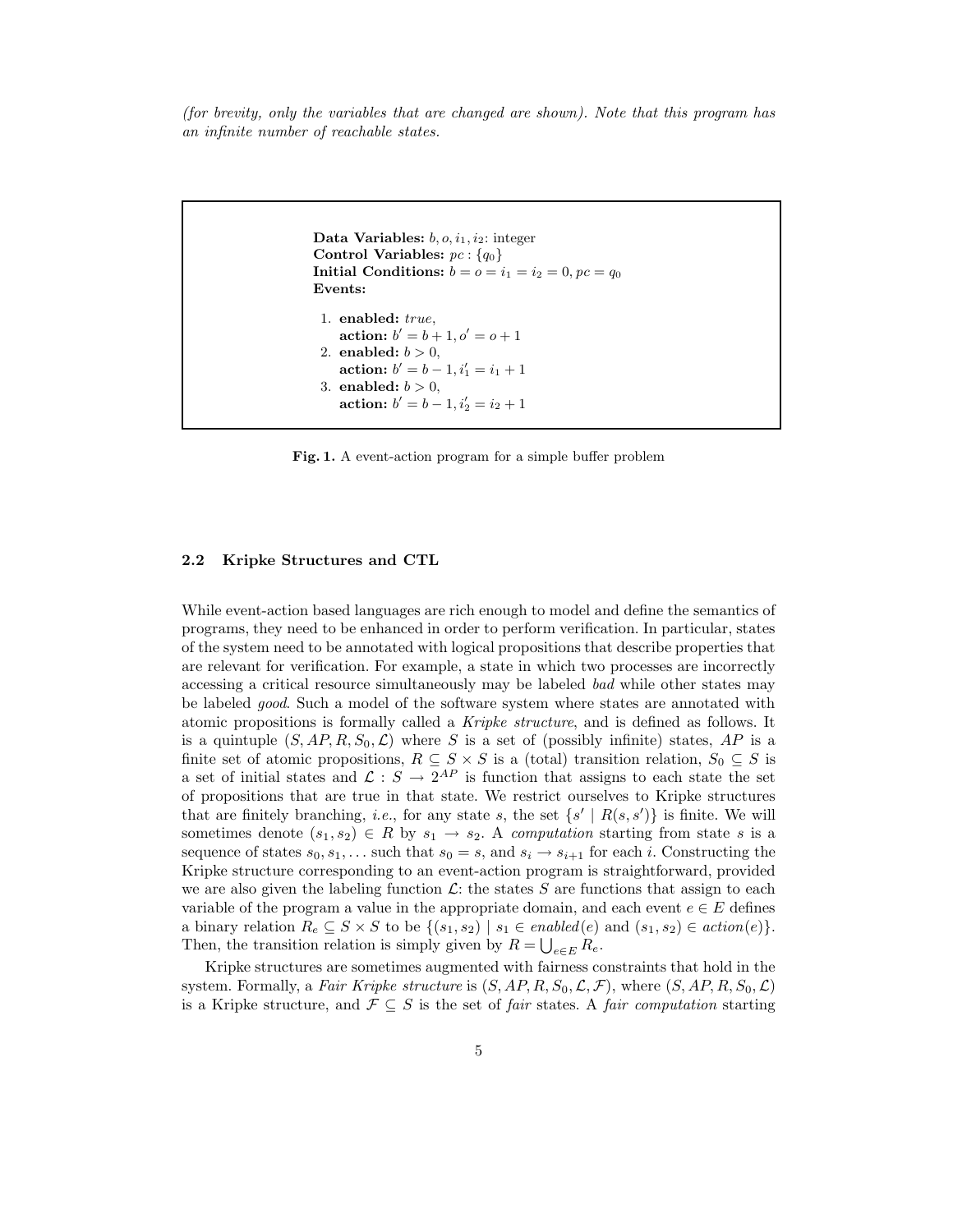*(for brevity, only the variables that are changed are shown). Note that this program has an infinite number of reachable states.*

**Data Variables:** $b, o, i_1, i_2$: integer
**Control Variables:** $pc : \{q_0\}$
**Initial Conditions:** $b = o = i_1 = i_2 = 0, pc = q_0$
**Events:**

1. **enabled:** $true$,
   **action:** $b' = b + 1, o' = o + 1$
2. **enabled:** $b > 0$,
   **action:** $b' = b - 1, i_1' = i_1 + 1$
3. **enabled:** $b > 0$,
   **action:** $b' = b - 1, i_2' = i_2 + 1$

**Fig. 1.** A event-action program for a simple buffer problem

### 2.2 Kripke Structures and CTL

While event-action based languages are rich enough to model and define the semantics of programs, they need to be enhanced in order to perform verification. In particular, states of the system need to be annotated with logical propositions that describe properties that are relevant for verification. For example, a state in which two processes are incorrectly accessing a critical resource simultaneously may be labeled *bad* while other states may be labeled *good*. Such a model of the software system where states are annotated with atomic propositions is formally called a *Kripke structure*, and is defined as follows. It is a quintuple $(S, AP, R, S_0, \mathcal{L})$ where $S$ is a set of (possibly infinite) states, $AP$ is a finite set of atomic propositions, $R \subseteq S \times S$ is a (total) transition relation, $S_0 \subseteq S$ is a set of initial states and $\mathcal{L} : S \rightarrow 2^{AP}$ is function that assigns to each state the set of propositions that are true in that state. We restrict ourselves to Kripke structures that are finitely branching, *i.e.*, for any state $s$, the set $\{s' \mid R(s, s')\}$ is finite. We will sometimes denote $(s_1, s_2) \in R$ by $s_1 \rightarrow s_2$. A *computation* starting from state $s$ is a sequence of states $s_0, s_1, \ldots$ such that $s_0 = s$, and $s_i \rightarrow s_{i+1}$ for each $i$. Constructing the Kripke structure corresponding to an event-action program is straightforward, provided we are also given the labeling function $\mathcal{L}$: the states $S$ are functions that assign to each variable of the program a value in the appropriate domain, and each event $e \in E$ defines a binary relation $R_e \subseteq S \times S$ to be $\{(s_1, s_2) \mid s_1 \in \mathit{enabled}(e) \text{ and } (s_1, s_2) \in \mathit{action}(e)\}$. Then, the transition relation is simply given by $R = \bigcup_{e \in E} R_e$.

Kripke structures are sometimes augmented with fairness constraints that hold in the system. Formally, a *Fair Kripke structure* is $(S, AP, R, S_0, \mathcal{L}, \mathcal{F})$, where $(S, AP, R, S_0, \mathcal{L})$ is a Kripke structure, and $\mathcal{F} \subseteq S$ is the set of *fair* states. A *fair computation* starting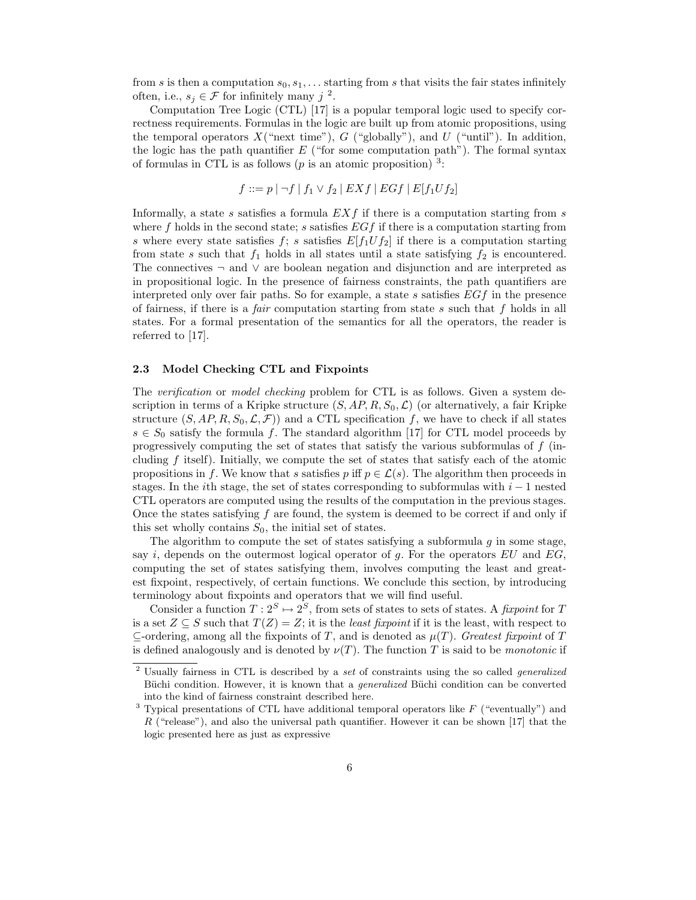from $s$ is then a computation $s_0, s_1, \ldots$ starting from $s$ that visits the fair states infinitely often, i.e., $s_j \in \mathcal{F}$ for infinitely many $j$ [2].

Computation Tree Logic (CTL) [17] is a popular temporal logic used to specify correctness requirements. Formulas in the logic are built up from atomic propositions, using the temporal operators $X$("next time"), $G$ ("globally"), and $U$ ("until"). In addition, the logic has the path quantifier $E$ ("for some computation path"). The formal syntax of formulas in CTL is as follows ($p$ is an atomic proposition) [3]:

$$f ::= p \mid \neg f \mid f_1 \vee f_2 \mid EXf \mid EGf \mid E[f_1 U f_2]$$

Informally, a state $s$ satisfies a formula $EXf$ if there is a computation starting from $s$ where $f$ holds in the second state; $s$ satisfies $EGf$ if there is a computation starting from $s$ where every state satisfies $f$; $s$ satisfies $E[f_1 U f_2]$ if there is a computation starting from state $s$ such that $f_1$ holds in all states until a state satisfying $f_2$ is encountered. The connectives $\neg$ and $\vee$ are boolean negation and disjunction and are interpreted as in propositional logic. In the presence of fairness constraints, the path quantifiers are interpreted only over fair paths. So for example, a state $s$ satisfies $EGf$ in the presence of fairness, if there is a *fair* computation starting from state $s$ such that $f$ holds in all states. For a formal presentation of the semantics for all the operators, the reader is referred to [17].

### 2.3 Model Checking CTL and Fixpoints

The *verification* or *model checking* problem for CTL is as follows. Given a system description in terms of a Kripke structure $(S, AP, R, S_0, \mathcal{L})$ (or alternatively, a fair Kripke structure $(S, AP, R, S_0, \mathcal{L}, \mathcal{F})$) and a CTL specification $f$, we have to check if all states $s \in S_0$ satisfy the formula $f$. The standard algorithm [17] for CTL model proceeds by progressively computing the set of states that satisfy the various subformulas of $f$ (including $f$ itself). Initially, we compute the set of states that satisfy each of the atomic propositions in $f$. We know that $s$ satisfies $p$ iff $p \in \mathcal{L}(s)$. The algorithm then proceeds in stages. In the $i$th stage, the set of states corresponding to subformulas with $i-1$ nested CTL operators are computed using the results of the computation in the previous stages. Once the states satisfying $f$ are found, the system is deemed to be correct if and only if this set wholly contains $S_0$, the initial set of states.

The algorithm to compute the set of states satisfying a subformula $g$ in some stage, say $i$, depends on the outermost logical operator of $g$. For the operators $EU$ and $EG$, computing the set of states satisfying them, involves computing the least and greatest fixpoint, respectively, of certain functions. We conclude this section, by introducing terminology about fixpoints and operators that we will find useful.

Consider a function $T : 2^S \mapsto 2^S$, from sets of states to sets of states. A *fixpoint* for $T$ is a set $Z \subseteq S$ such that $T(Z) = Z$; it is the *least fixpoint* if it is the least, with respect to $\subseteq$-ordering, among all the fixpoints of $T$, and is denoted as $\mu(T)$. *Greatest fixpoint* of $T$ is defined analogously and is denoted by $\nu(T)$. The function $T$ is said to be *monotonic* if

[2] Usually fairness in CTL is described by a *set* of constraints using the so called *generalized* Büchi condition. However, it is known that a *generalized* Büchi condition can be converted into the kind of fairness constraint described here.

[3] Typical presentations of CTL have additional temporal operators like $F$ ("eventually") and $R$ ("release"), and also the universal path quantifier. However it can be shown [17] that the logic presented here as just as expressive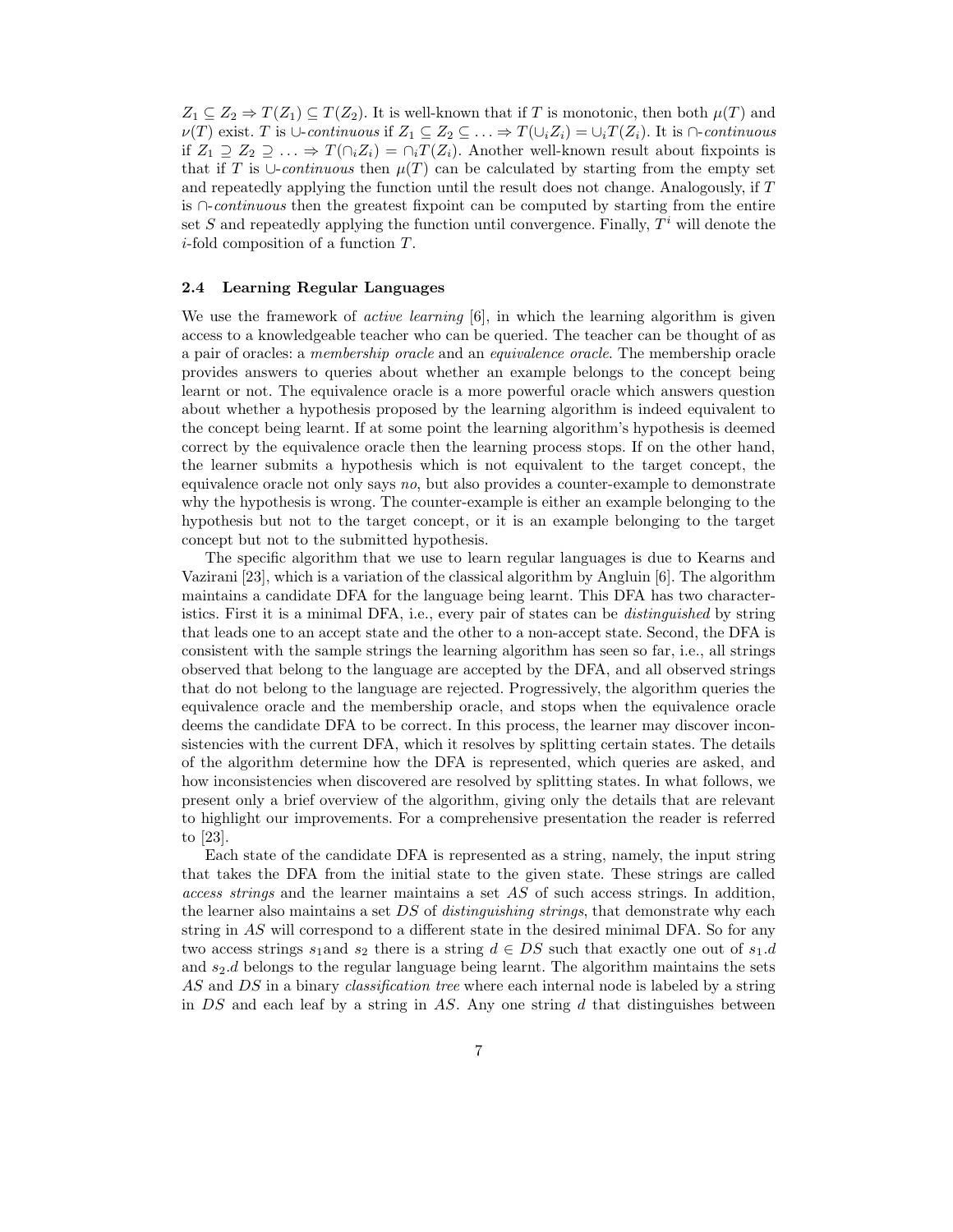$Z_1 \subseteq Z_2 \Rightarrow T(Z_1) \subseteq T(Z_2)$. It is well-known that if $T$ is monotonic, then both $\mu(T)$ and $\nu(T)$ exist. $T$ is $\cup$-*continuous* if $Z_1 \subseteq Z_2 \subseteq \ldots \Rightarrow T(\cup_i Z_i) = \cup_i T(Z_i)$. It is $\cap$-*continuous* if $Z_1 \supseteq Z_2 \supseteq \ldots \Rightarrow T(\cap_i Z_i) = \cap_i T(Z_i)$. Another well-known result about fixpoints is that if $T$ is $\cup$-*continuous* then $\mu(T)$ can be calculated by starting from the empty set and repeatedly applying the function until the result does not change. Analogously, if $T$ is $\cap$-*continuous* then the greatest fixpoint can be computed by starting from the entire set $S$ and repeatedly applying the function until convergence. Finally, $T^i$ will denote the $i$-fold composition of a function $T$.

### 2.4 Learning Regular Languages

We use the framework of *active learning* [6], in which the learning algorithm is given access to a knowledgeable teacher who can be queried. The teacher can be thought of as a pair of oracles: a *membership oracle* and an *equivalence oracle*. The membership oracle provides answers to queries about whether an example belongs to the concept being learnt or not. The equivalence oracle is a more powerful oracle which answers question about whether a hypothesis proposed by the learning algorithm is indeed equivalent to the concept being learnt. If at some point the learning algorithm's hypothesis is deemed correct by the equivalence oracle then the learning process stops. If on the other hand, the learner submits a hypothesis which is not equivalent to the target concept, the equivalence oracle not only says *no*, but also provides a counter-example to demonstrate why the hypothesis is wrong. The counter-example is either an example belonging to the hypothesis but not to the target concept, or it is an example belonging to the target concept but not to the submitted hypothesis.

The specific algorithm that we use to learn regular languages is due to Kearns and Vazirani [23], which is a variation of the classical algorithm by Angluin [6]. The algorithm maintains a candidate DFA for the language being learnt. This DFA has two characteristics. First it is a minimal DFA, i.e., every pair of states can be *distinguished* by string that leads one to an accept state and the other to a non-accept state. Second, the DFA is consistent with the sample strings the learning algorithm has seen so far, i.e., all strings observed that belong to the language are accepted by the DFA, and all observed strings that do not belong to the language are rejected. Progressively, the algorithm queries the equivalence oracle and the membership oracle, and stops when the equivalence oracle deems the candidate DFA to be correct. In this process, the learner may discover inconsistencies with the current DFA, which it resolves by splitting certain states. The details of the algorithm determine how the DFA is represented, which queries are asked, and how inconsistencies when discovered are resolved by splitting states. In what follows, we present only a brief overview of the algorithm, giving only the details that are relevant to highlight our improvements. For a comprehensive presentation the reader is referred to [23].

Each state of the candidate DFA is represented as a string, namely, the input string that takes the DFA from the initial state to the given state. These strings are called *access strings* and the learner maintains a set $AS$ of such access strings. In addition, the learner also maintains a set $DS$ of *distinguishing strings*, that demonstrate why each string in $AS$ will correspond to a different state in the desired minimal DFA. So for any two access strings $s_1$and $s_2$ there is a string $d \in DS$ such that exactly one out of $s_1.d$ and $s_2.d$ belongs to the regular language being learnt. The algorithm maintains the sets $AS$ and $DS$ in a binary *classification tree* where each internal node is labeled by a string in $DS$ and each leaf by a string in $AS$. Any one string $d$ that distinguishes between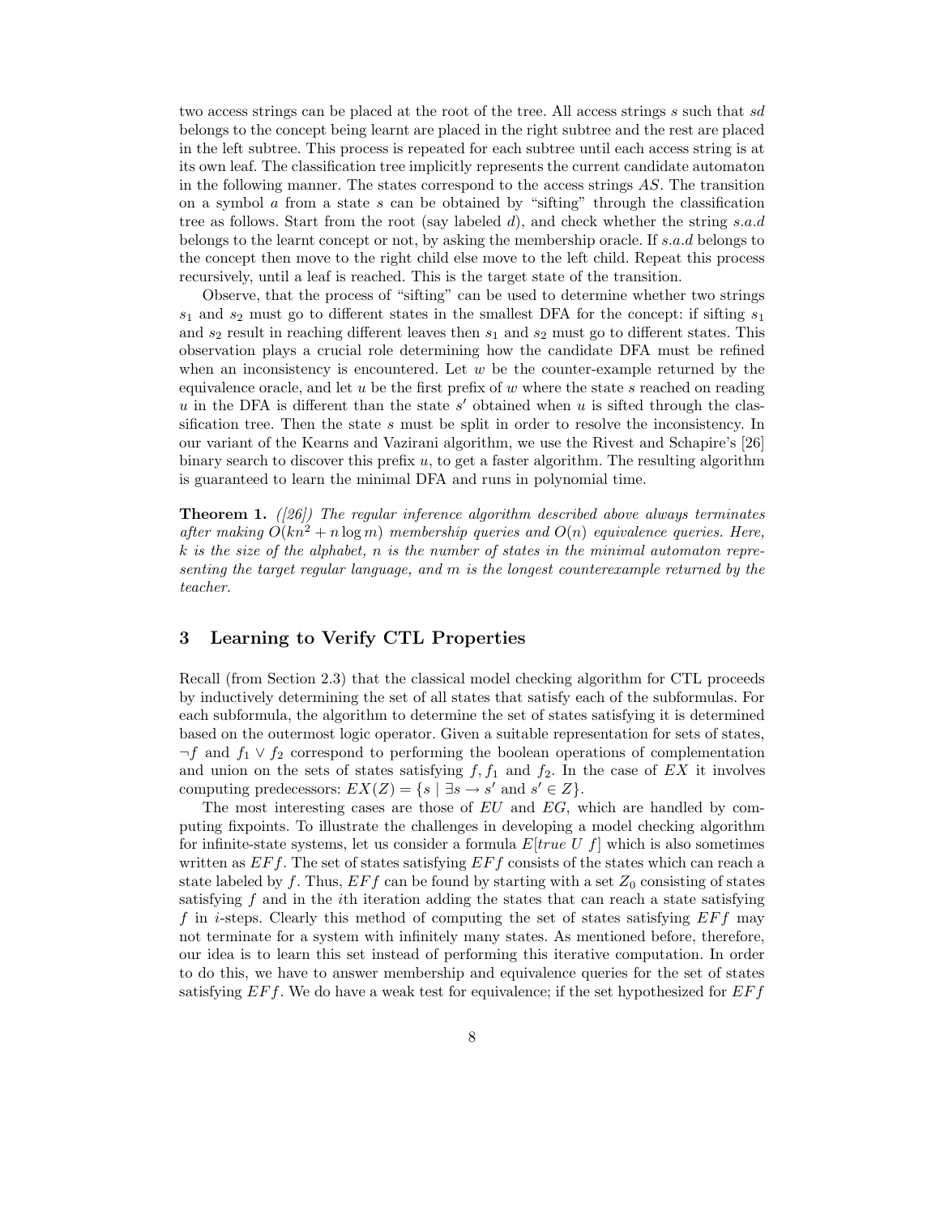two access strings can be placed at the root of the tree. All access strings $s$ such that $sd$ belongs to the concept being learnt are placed in the right subtree and the rest are placed in the left subtree. This process is repeated for each subtree until each access string is at its own leaf. The classification tree implicitly represents the current candidate automaton in the following manner. The states correspond to the access strings $AS$. The transition on a symbol $a$ from a state $s$ can be obtained by "sifting" through the classification tree as follows. Start from the root (say labeled $d$), and check whether the string $s.a.d$ belongs to the learnt concept or not, by asking the membership oracle. If $s.a.d$ belongs to the concept then move to the right child else move to the left child. Repeat this process recursively, until a leaf is reached. This is the target state of the transition.

Observe, that the process of "sifting" can be used to determine whether two strings $s_1$ and $s_2$ must go to different states in the smallest DFA for the concept: if sifting $s_1$ and $s_2$ result in reaching different leaves then $s_1$ and $s_2$ must go to different states. This observation plays a crucial role determining how the candidate DFA must be refined when an inconsistency is encountered. Let $w$ be the counter-example returned by the equivalence oracle, and let $u$ be the first prefix of $w$ where the state $s$ reached on reading $u$ in the DFA is different than the state $s'$ obtained when $u$ is sifted through the classification tree. Then the state $s$ must be split in order to resolve the inconsistency. In our variant of the Kearns and Vazirani algorithm, we use the Rivest and Schapire's [26] binary search to discover this prefix $u$, to get a faster algorithm. The resulting algorithm is guaranteed to learn the minimal DFA and runs in polynomial time.

**Theorem 1.** *([26]) The regular inference algorithm described above always terminates after making $O(kn^2 + n \log m)$ membership queries and $O(n)$ equivalence queries. Here, $k$ is the size of the alphabet, $n$ is the number of states in the minimal automaton representing the target regular language, and $m$ is the longest counterexample returned by the teacher.*

## 3 Learning to Verify CTL Properties

Recall (from Section 2.3) that the classical model checking algorithm for CTL proceeds by inductively determining the set of all states that satisfy each of the subformulas. For each subformula, the algorithm to determine the set of states satisfying it is determined based on the outermost logic operator. Given a suitable representation for sets of states, $\neg f$ and $f_1 \vee f_2$ correspond to performing the boolean operations of complementation and union on the sets of states satisfying $f, f_1$ and $f_2$. In the case of $EX$ it involves computing predecessors: $EX(Z) = \{s \mid \exists s \rightarrow s' \text{ and } s' \in Z\}$.

The most interesting cases are those of $EU$ and $EG$, which are handled by computing fixpoints. To illustrate the challenges in developing a model checking algorithm for infinite-state systems, let us consider a formula $E[true\ U\ f]$ which is also sometimes written as $EFf$. The set of states satisfying $EFf$ consists of the states which can reach a state labeled by $f$. Thus, $EFf$ can be found by starting with a set $Z_0$ consisting of states satisfying $f$ and in the $i$th iteration adding the states that can reach a state satisfying $f$ in $i$-steps. Clearly this method of computing the set of states satisfying $EFf$ may not terminate for a system with infinitely many states. As mentioned before, therefore, our idea is to learn this set instead of performing this iterative computation. In order to do this, we have to answer membership and equivalence queries for the set of states satisfying $EFf$. We do have a weak test for equivalence; if the set hypothesized for $EFf$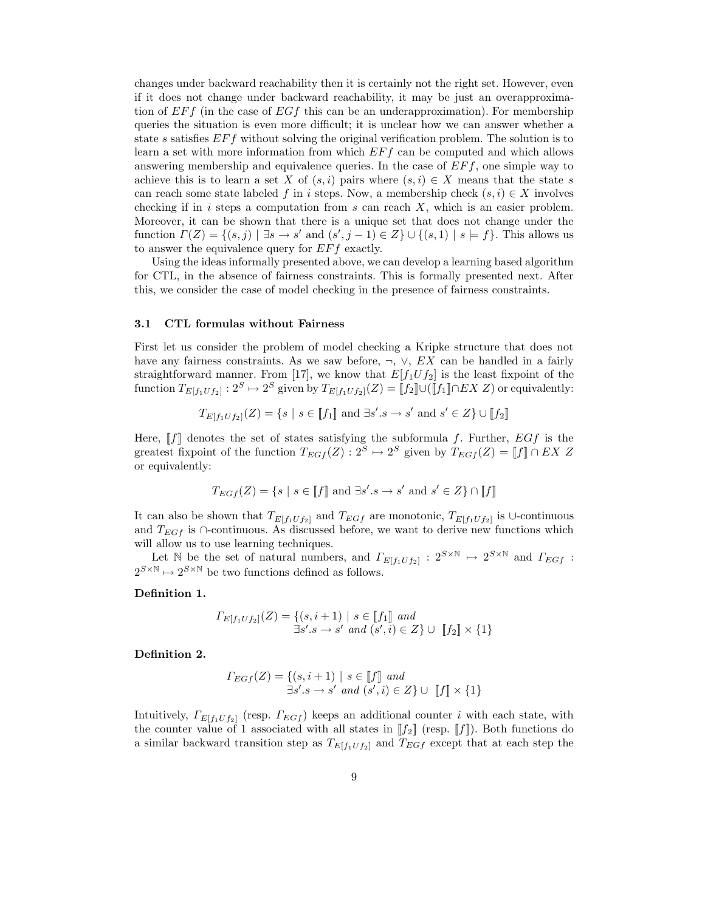changes under backward reachability then it is certainly not the right set. However, even if it does not change under backward reachability, it may be just an overapproximation of $EFf$ (in the case of $EGf$ this can be an underapproximation). For membership queries the situation is even more difficult; it is unclear how we can answer whether a state $s$ satisfies $EFf$ without solving the original verification problem. The solution is to learn a set with more information from which $EFf$ can be computed and which allows answering membership and equivalence queries. In the case of $EFf$, one simple way to achieve this is to learn a set $X$ of $(s, i)$ pairs where $(s, i) \in X$ means that the state $s$ can reach some state labeled $f$ in $i$ steps. Now, a membership check $(s, i) \in X$ involves checking if in $i$ steps a computation from $s$ can reach $X$, which is an easier problem. Moreover, it can be shown that there is a unique set that does not change under the function $\Gamma(Z) = \{(s, j) \mid \exists s \rightarrow s' \text{ and } (s', j-1) \in Z\} \cup \{(s, 1) \mid s \models f\}$. This allows us to answer the equivalence query for $EFf$ exactly.

Using the ideas informally presented above, we can develop a learning based algorithm for CTL, in the absence of fairness constraints. This is formally presented next. After this, we consider the case of model checking in the presence of fairness constraints.

### 3.1 CTL formulas without Fairness

First let us consider the problem of model checking a Kripke structure that does not have any fairness constraints. As we saw before, $\neg$, $\vee$, $EX$ can be handled in a fairly straightforward manner. From [17], we know that $E[f_1 U f_2]$ is the least fixpoint of the function $T_{E[f_1 U f_2]} : 2^S \mapsto 2^S$ given by $T_{E[f_1 U f_2]}(Z) = [\![f_2]\!] \cup ([\![f_1]\!] \cap EX\ Z)$ or equivalently:

$$T_{E[f_1 U f_2]}(Z) = \{s \mid s \in [\![f_1]\!] \text{ and } \exists s'.s \rightarrow s' \text{ and } s' \in Z\} \cup [\![f_2]\!]$$

Here, $[\![f]\!]$ denotes the set of states satisfying the subformula $f$. Further, $EGf$ is the greatest fixpoint of the function $T_{EGf}(Z) : 2^S \mapsto 2^S$ given by $T_{EGf}(Z) = [\![f]\!] \cap EX\ Z$ or equivalently:

$$T_{EGf}(Z) = \{s \mid s \in [\![f]\!] \text{ and } \exists s'.s \rightarrow s' \text{ and } s' \in Z\} \cap [\![f]\!]$$

It can also be shown that $T_{E[f_1 U f_2]}$ and $T_{EGf}$ are monotonic, $T_{E[f_1 U f_2]}$ is $\cup$-continuous and $T_{EGf}$ is $\cap$-continuous. As discussed before, we want to derive new functions which will allow us to use learning techniques.

Let $\mathbb{N}$ be the set of natural numbers, and $\Gamma_{E[f_1 U f_2]} : 2^{S \times \mathbb{N}} \mapsto 2^{S \times \mathbb{N}}$ and $\Gamma_{EGf} : 2^{S \times \mathbb{N}} \mapsto 2^{S \times \mathbb{N}}$ be two functions defined as follows.

**Definition 1.**

$$\Gamma_{E[f_1 U f_2]}(Z) = \{(s, i+1) \mid s \in [\![f_1]\!] \textit{ and } \exists s'.s \rightarrow s' \textit{ and } (s', i) \in Z\} \cup\ [\![f_2]\!] \times \{1\}$$

**Definition 2.**

$$\Gamma_{EGf}(Z) = \{(s, i+1) \mid s \in [\![f]\!] \textit{ and } \exists s'.s \rightarrow s' \textit{ and } (s', i) \in Z\} \cup\ [\![f]\!] \times \{1\}$$

Intuitively, $\Gamma_{E[f_1 U f_2]}$ (resp. $\Gamma_{EGf}$) keeps an additional counter $i$ with each state, with the counter value of 1 associated with all states in $[\![f_2]\!]$ (resp. $[\![f]\!]$). Both functions do a similar backward transition step as $T_{E[f_1 U f_2]}$ and $T_{EGf}$ except that at each step the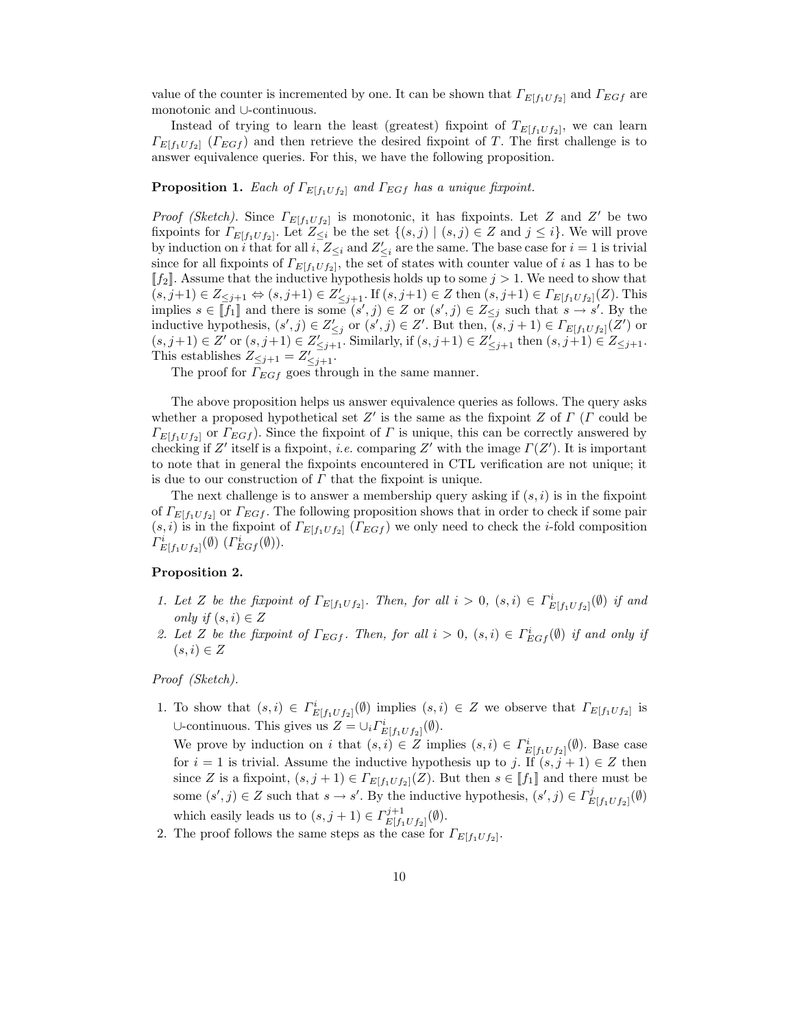value of the counter is incremented by one. It can be shown that $\Gamma_{E[f_1 U f_2]}$ and $\Gamma_{EGf}$ are monotonic and $\cup$-continuous.

Instead of trying to learn the least (greatest) fixpoint of $T_{E[f_1 U f_2]}$, we can learn $\Gamma_{E[f_1 U f_2]}$ ($\Gamma_{EGf}$) and then retrieve the desired fixpoint of $T$. The first challenge is to answer equivalence queries. For this, we have the following proposition.

**Proposition 1.** *Each of $\Gamma_{E[f_1 U f_2]}$ and $\Gamma_{EGf}$ has a unique fixpoint.*

*Proof (Sketch).* Since $\Gamma_{E[f_1 U f_2]}$ is monotonic, it has fixpoints. Let $Z$ and $Z'$ be two fixpoints for $\Gamma_{E[f_1 U f_2]}$. Let $Z_{\leq i}$ be the set $\{(s,j) \mid (s,j) \in Z \text{ and } j \leq i\}$. We will prove by induction on $i$ that for all $i$, $Z_{\leq i}$ and $Z'_{\leq i}$ are the same. The base case for $i = 1$ is trivial since for all fixpoints of $\Gamma_{E[f_1 U f_2]}$, the set of states with counter value of $i$ as 1 has to be $[\![f_2]\!]$. Assume that the inductive hypothesis holds up to some $j > 1$. We need to show that $(s, j{+}1) \in Z_{\leq j+1} \Leftrightarrow (s, j{+}1) \in Z'_{\leq j+1}$. If $(s, j{+}1) \in Z$ then $(s, j{+}1) \in \Gamma_{E[f_1 U f_2]}(Z)$. This implies $s \in [\![f_1]\!]$ and there is some $(s', j) \in Z$ or $(s', j) \in Z_{\leq j}$ such that $s \rightarrow s'$. By the inductive hypothesis, $(s', j) \in Z'_{\leq j}$ or $(s', j) \in Z'$. But then, $(s, j+1) \in \Gamma_{E[f_1 U f_2]}(Z')$ or $(s, j{+}1) \in Z'$ or $(s, j{+}1) \in Z'_{\leq j+1}$. Similarly, if $(s, j{+}1) \in Z'_{\leq j+1}$ then $(s, j{+}1) \in Z_{\leq j+1}$. This establishes $Z_{\leq j+1} = Z'_{\leq j+1}$.

The proof for $\Gamma_{EGf}$ goes through in the same manner.

The above proposition helps us answer equivalence queries as follows. The query asks whether a proposed hypothetical set $Z'$ is the same as the fixpoint $Z$ of $\Gamma$ ($\Gamma$ could be $\Gamma_{E[f_1 U f_2]}$ or $\Gamma_{EGf}$). Since the fixpoint of $\Gamma$ is unique, this can be correctly answered by checking if $Z'$ itself is a fixpoint, *i.e.* comparing $Z'$ with the image $\Gamma(Z')$. It is important to note that in general the fixpoints encountered in CTL verification are not unique; it is due to our construction of $\Gamma$ that the fixpoint is unique.

The next challenge is to answer a membership query asking if $(s,i)$ is in the fixpoint of $\Gamma_{E[f_1 U f_2]}$ or $\Gamma_{EGf}$. The following proposition shows that in order to check if some pair $(s,i)$ is in the fixpoint of $\Gamma_{E[f_1 U f_2]}$ ($\Gamma_{EGf}$) we only need to check the $i$-fold composition $\Gamma^i_{E[f_1 U f_2]}(\emptyset)$ ($\Gamma^i_{EGf}(\emptyset)$).

**Proposition 2.**

1. *Let $Z$ be the fixpoint of $\Gamma_{E[f_1 U f_2]}$. Then, for all $i > 0$, $(s,i) \in \Gamma^i_{E[f_1 U f_2]}(\emptyset)$ if and only if $(s,i) \in Z$*
2. *Let $Z$ be the fixpoint of $\Gamma_{EGf}$. Then, for all $i > 0$, $(s,i) \in \Gamma^i_{EGf}(\emptyset)$ if and only if $(s,i) \in Z$*

*Proof (Sketch).*

1. To show that $(s,i) \in \Gamma^i_{E[f_1 U f_2]}(\emptyset)$ implies $(s,i) \in Z$ we observe that $\Gamma_{E[f_1 U f_2]}$ is $\cup$-continuous. This gives us $Z = \cup_i \Gamma^i_{E[f_1 U f_2]}(\emptyset)$.
   We prove by induction on $i$ that $(s,i) \in Z$ implies $(s,i) \in \Gamma^i_{E[f_1 U f_2]}(\emptyset)$. Base case for $i = 1$ is trivial. Assume the inductive hypothesis up to $j$. If $(s, j+1) \in Z$ then since $Z$ is a fixpoint, $(s, j+1) \in \Gamma_{E[f_1 U f_2]}(Z)$. But then $s \in [\![f_1]\!]$ and there must be some $(s', j) \in Z$ such that $s \rightarrow s'$. By the inductive hypothesis, $(s', j) \in \Gamma^j_{E[f_1 U f_2]}(\emptyset)$ which easily leads us to $(s, j+1) \in \Gamma^{j+1}_{E[f_1 U f_2]}(\emptyset)$.
2. The proof follows the same steps as the case for $\Gamma_{E[f_1 U f_2]}$.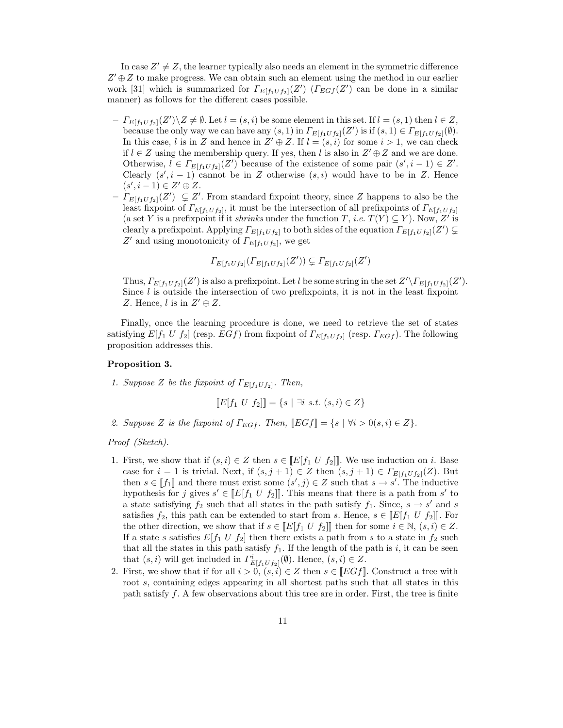In case $Z' \neq Z$, the learner typically also needs an element in the symmetric difference $Z' \oplus Z$ to make progress. We can obtain such an element using the method in our earlier work [31] which is summarized for $\Gamma_{E[f_1 U f_2]}(Z')$ ($\Gamma_{EGf}(Z')$ can be done in a similar manner) as follows for the different cases possible.

- $\Gamma_{E[f_1 U f_2]}(Z') \backslash Z \neq \emptyset$. Let $l = (s, i)$ be some element in this set. If $l = (s, 1)$ then $l \in Z$, because the only way we can have any $(s, 1)$ in $\Gamma_{E[f_1 U f_2]}(Z')$ is if $(s, 1) \in \Gamma_{E[f_1 U f_2]}(\emptyset)$. In this case, $l$ is in $Z$ and hence in $Z' \oplus Z$. If $l = (s, i)$ for some $i > 1$, we can check if $l \in Z$ using the membership query. If yes, then $l$ is also in $Z' \oplus Z$ and we are done. Otherwise, $l \in \Gamma_{E[f_1 U f_2]}(Z')$ because of the existence of some pair $(s', i-1) \in Z'$. Clearly $(s', i-1)$ cannot be in $Z$ otherwise $(s, i)$ would have to be in $Z$. Hence $(s', i-1) \in Z' \oplus Z$.
- $\Gamma_{E[f_1 U f_2]}(Z') \subsetneq Z'$. From standard fixpoint theory, since $Z$ happens to also be the least fixpoint of $\Gamma_{E[f_1 U f_2]}$, it must be the intersection of all prefixpoints of $\Gamma_{E[f_1 U f_2]}$ (a set $Y$ is a prefixpoint if it *shrinks* under the function $T$, *i.e.* $T(Y) \subseteq Y$). Now, $Z'$ is clearly a prefixpoint. Applying $\Gamma_{E[f_1 U f_2]}$ to both sides of the equation $\Gamma_{E[f_1 U f_2]}(Z') \subsetneq Z'$ and using monotonicity of $\Gamma_{E[f_1 U f_2]}$, we get
$$\Gamma_{E[f_1 U f_2]}(\Gamma_{E[f_1 U f_2]}(Z')) \subsetneq \Gamma_{E[f_1 U f_2]}(Z')$$
Thus, $\Gamma_{E[f_1 U f_2]}(Z')$ is also a prefixpoint. Let $l$ be some string in the set $Z' \backslash \Gamma_{E[f_1 U f_2]}(Z')$. Since $l$ is outside the intersection of two prefixpoints, it is not in the least fixpoint $Z$. Hence, $l$ is in $Z' \oplus Z$.

Finally, once the learning procedure is done, we need to retrieve the set of states satisfying $E[f_1\ U\ f_2]$ (resp. $EGf$) from fixpoint of $\Gamma_{E[f_1 U f_2]}$ (resp. $\Gamma_{EGf}$). The following proposition addresses this.

**Proposition 3.**

1. *Suppose $Z$ be the fixpoint of $\Gamma_{E[f_1 U f_2]}$. Then,*
$$[\![E[f_1\ U\ f_2]]\!] = \{s \mid \exists i \text{ s.t. } (s, i) \in Z\}$$
2. *Suppose $Z$ is the fixpoint of $\Gamma_{EGf}$. Then, $[\![EGf]\!] = \{s \mid \forall i > 0 (s, i) \in Z\}$.*

*Proof (Sketch).*

1. First, we show that if $(s, i) \in Z$ then $s \in [\![E[f_1\ U\ f_2]]\!]$. We use induction on $i$. Base case for $i = 1$ is trivial. Next, if $(s, j+1) \in Z$ then $(s, j+1) \in \Gamma_{E[f_1 U f_2]}(Z)$. But then $s \in [\![f_1]\!]$ and there must exist some $(s', j) \in Z$ such that $s \to s'$. The inductive hypothesis for $j$ gives $s' \in [\![E[f_1\ U\ f_2]]\!]$. This means that there is a path from $s'$ to a state satisfying $f_2$ such that all states in the path satisfy $f_1$. Since, $s \to s'$ and $s$ satisfies $f_2$, this path can be extended to start from $s$. Hence, $s \in [\![E[f_1\ U\ f_2]]\!]$. For the other direction, we show that if $s \in [\![E[f_1\ U\ f_2]]\!]$ then for some $i \in \mathbb{N}$, $(s, i) \in Z$. If a state $s$ satisfies $E[f_1\ U\ f_2]$ then there exists a path from $s$ to a state in $f_2$ such that all the states in this path satisfy $f_1$. If the length of the path is $i$, it can be seen that $(s, i)$ will get included in $\Gamma^i_{E[f_1 U f_2]}(\emptyset)$. Hence, $(s, i) \in Z$.
2. First, we show that if for all $i > 0$, $(s, i) \in Z$ then $s \in [\![EGf]\!]$. Construct a tree with root $s$, containing edges appearing in all shortest paths such that all states in this path satisfy $f$. A few observations about this tree are in order. First, the tree is finite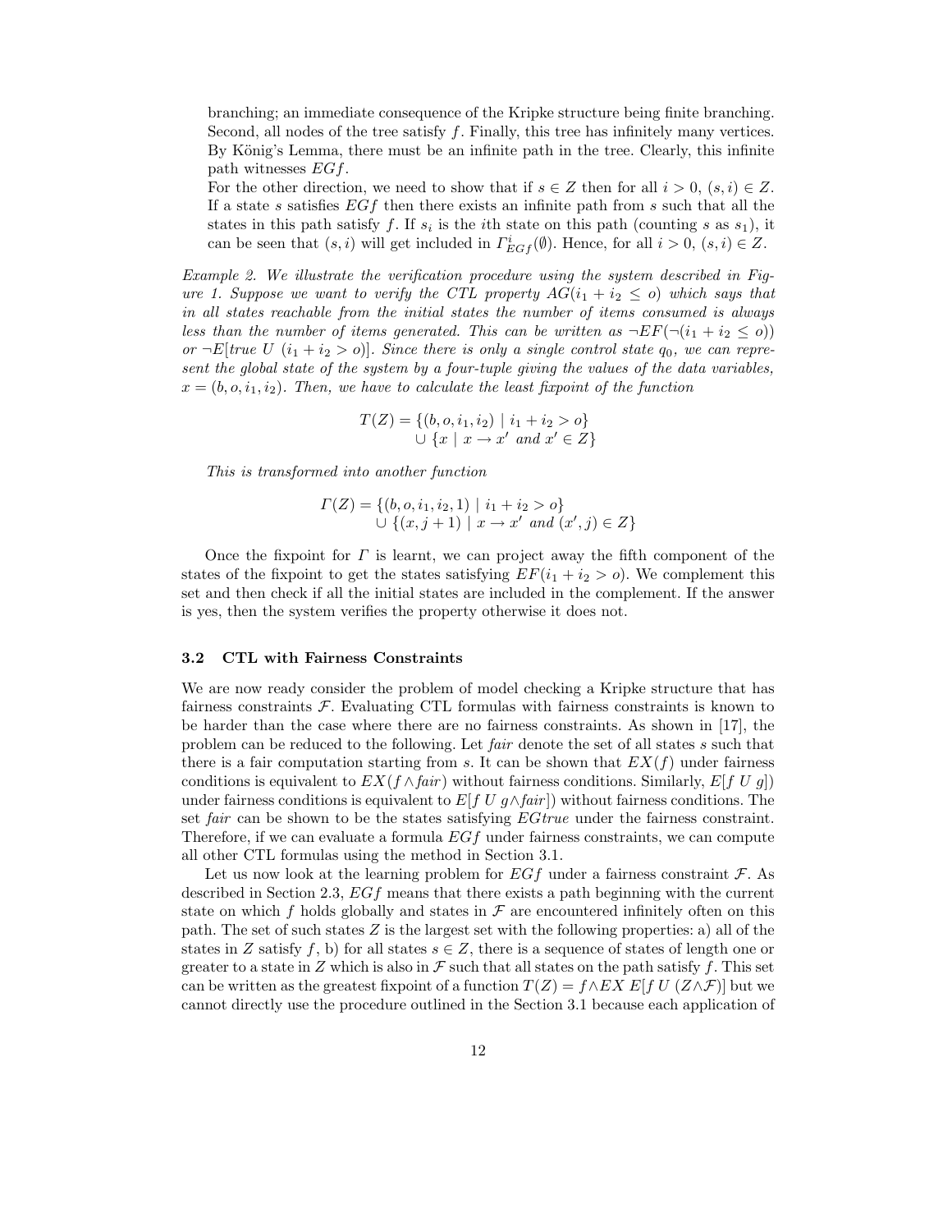branching; an immediate consequence of the Kripke structure being finite branching. Second, all nodes of the tree satisfy $f$. Finally, this tree has infinitely many vertices. By König's Lemma, there must be an infinite path in the tree. Clearly, this infinite path witnesses $EGf$.

For the other direction, we need to show that if $s \in Z$ then for all $i > 0$, $(s, i) \in Z$. If a state $s$ satisfies $EGf$ then there exists an infinite path from $s$ such that all the states in this path satisfy $f$. If $s_i$ is the $i$th state on this path (counting $s$ as $s_1$), it can be seen that $(s, i)$ will get included in $\Gamma^i_{EGf}(\emptyset)$. Hence, for all $i > 0$, $(s, i) \in Z$.

*Example 2. We illustrate the verification procedure using the system described in Figure 1. Suppose we want to verify the CTL property $AG(i_1 + i_2 \leq o)$ which says that in all states reachable from the initial states the number of items consumed is always less than the number of items generated. This can be written as $\neg EF(\neg(i_1 + i_2 \leq o))$ or $\neg E[true\ U\ (i_1 + i_2 > o)]$. Since there is only a single control state $q_0$, we can represent the global state of the system by a four-tuple giving the values of the data variables, $x = (b, o, i_1, i_2)$. Then, we have to calculate the least fixpoint of the function*

$$T(Z) = \{(b, o, i_1, i_2) \mid i_1 + i_2 > o\} \\ \cup \{x \mid x \to x' \text{ and } x' \in Z\}$$

*This is transformed into another function*

$$\Gamma(Z) = \{(b, o, i_1, i_2, 1) \mid i_1 + i_2 > o\} \\ \cup \{(x, j + 1) \mid x \to x' \text{ and } (x', j) \in Z\}$$

Once the fixpoint for $\Gamma$ is learnt, we can project away the fifth component of the states of the fixpoint to get the states satisfying $EF(i_1 + i_2 > o)$. We complement this set and then check if all the initial states are included in the complement. If the answer is yes, then the system verifies the property otherwise it does not.

### 3.2 CTL with Fairness Constraints

We are now ready consider the problem of model checking a Kripke structure that has fairness constraints $\mathcal{F}$. Evaluating CTL formulas with fairness constraints is known to be harder than the case where there are no fairness constraints. As shown in [17], the problem can be reduced to the following. Let *fair* denote the set of all states $s$ such that there is a fair computation starting from $s$. It can be shown that $EX(f)$ under fairness conditions is equivalent to $EX(f \wedge fair)$ without fairness conditions. Similarly, $E[f\ U\ g])$ under fairness conditions is equivalent to $E[f\ U\ g \wedge fair])$ without fairness conditions. The set *fair* can be shown to be the states satisfying $EGtrue$ under the fairness constraint. Therefore, if we can evaluate a formula $EGf$ under fairness constraints, we can compute all other CTL formulas using the method in Section 3.1.

Let us now look at the learning problem for $EGf$ under a fairness constraint $\mathcal{F}$. As described in Section 2.3, $EGf$ means that there exists a path beginning with the current state on which $f$ holds globally and states in $\mathcal{F}$ are encountered infinitely often on this path. The set of such states $Z$ is the largest set with the following properties: a) all of the states in $Z$ satisfy $f$, b) for all states $s \in Z$, there is a sequence of states of length one or greater to a state in $Z$ which is also in $\mathcal{F}$ such that all states on the path satisfy $f$. This set can be written as the greatest fixpoint of a function $T(Z) = f \wedge EX\ E[f\ U\ (Z \wedge \mathcal{F})]$ but we cannot directly use the procedure outlined in the Section 3.1 because each application of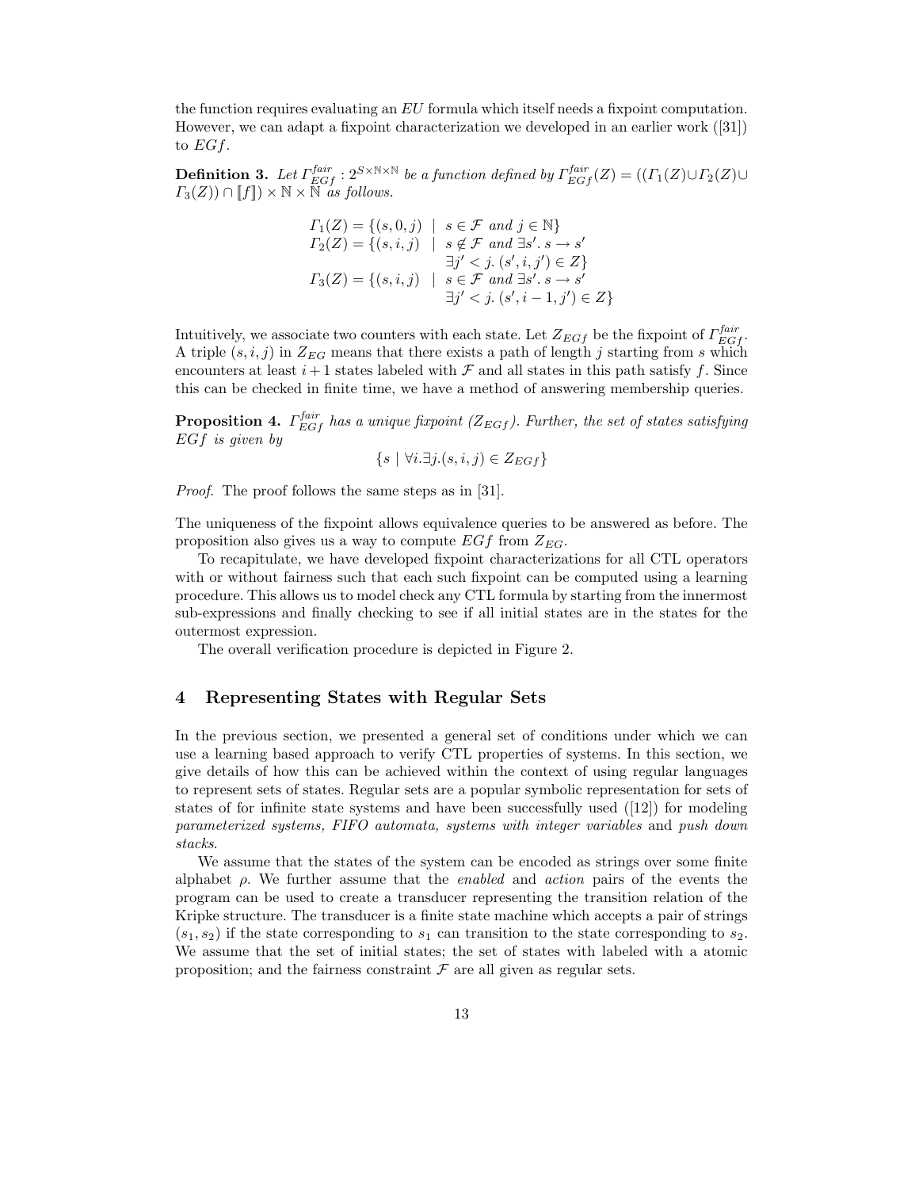the function requires evaluating an $EU$ formula which itself needs a fixpoint computation. However, we can adapt a fixpoint characterization we developed in an earlier work ([31]) to $EGf$.

**Definition 3.** *Let $\Gamma^{fair}_{EGf} : 2^{S\times\mathbb{N}\times\mathbb{N}}$ be a function defined by $\Gamma^{fair}_{EGf}(Z) = ((\Gamma_1(Z)\cup\Gamma_2(Z)\cup\Gamma_3(Z)) \cap [\![f]\!]) \times \mathbb{N} \times \mathbb{N}$ as follows.*

$$
\begin{aligned}
\Gamma_1(Z) &= \{(s, 0, j) \ \mid \ s \in \mathcal{F} \text{ and } j \in \mathbb{N}\} \\
\Gamma_2(Z) &= \{(s, i, j) \ \mid \ s \notin \mathcal{F} \text{ and } \exists s'.\, s \to s' \\
&\qquad\qquad\qquad \exists j' < j.\, (s', i, j') \in Z\} \\
\Gamma_3(Z) &= \{(s, i, j) \ \mid \ s \in \mathcal{F} \text{ and } \exists s'.\, s \to s' \\
&\qquad\qquad\qquad \exists j' < j.\, (s', i-1, j') \in Z\}
\end{aligned}
$$

Intuitively, we associate two counters with each state. Let $Z_{EGf}$ be the fixpoint of $\Gamma^{fair}_{EGf}$. A triple $(s, i, j)$ in $Z_{EG}$ means that there exists a path of length $j$ starting from $s$ which encounters at least $i + 1$ states labeled with $\mathcal{F}$ and all states in this path satisfy $f$. Since this can be checked in finite time, we have a method of answering membership queries.

**Proposition 4.** *$\Gamma^{fair}_{EGf}$ has a unique fixpoint ($Z_{EGf}$). Further, the set of states satisfying $EGf$ is given by*

$$\{s \mid \forall i.\exists j.(s, i, j) \in Z_{EGf}\}$$

*Proof.* The proof follows the same steps as in [31].

The uniqueness of the fixpoint allows equivalence queries to be answered as before. The proposition also gives us a way to compute $EGf$ from $Z_{EG}$.

To recapitulate, we have developed fixpoint characterizations for all CTL operators with or without fairness such that each such fixpoint can be computed using a learning procedure. This allows us to model check any CTL formula by starting from the innermost sub-expressions and finally checking to see if all initial states are in the states for the outermost expression.

The overall verification procedure is depicted in Figure 2.

## 4 Representing States with Regular Sets

In the previous section, we presented a general set of conditions under which we can use a learning based approach to verify CTL properties of systems. In this section, we give details of how this can be achieved within the context of using regular languages to represent sets of states. Regular sets are a popular symbolic representation for sets of states of for infinite state systems and have been successfully used ([12]) for modeling *parameterized systems, FIFO automata, systems with integer variables* and *push down stacks*.

We assume that the states of the system can be encoded as strings over some finite alphabet $\rho$. We further assume that the *enabled* and *action* pairs of the events the program can be used to create a transducer representing the transition relation of the Kripke structure. The transducer is a finite state machine which accepts a pair of strings $(s_1, s_2)$ if the state corresponding to $s_1$ can transition to the state corresponding to $s_2$. We assume that the set of initial states; the set of states with labeled with a atomic proposition; and the fairness constraint $\mathcal{F}$ are all given as regular sets.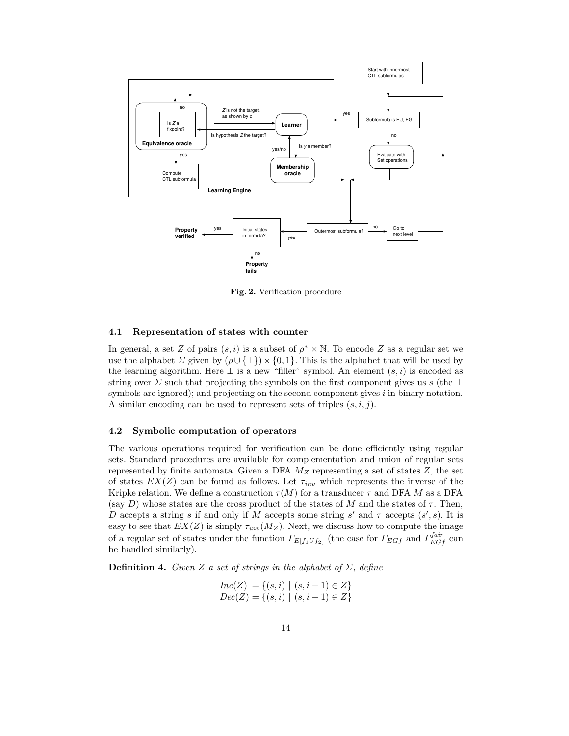Fig. 2. Verification procedure

### 4.1 Representation of states with counter

In general, a set $Z$ of pairs $(s, i)$ is a subset of $\rho^* \times \mathbb{N}$. To encode $Z$ as a regular set we use the alphabet $\Sigma$ given by $(\rho \cup \{\bot\}) \times \{0, 1\}$. This is the alphabet that will be used by the learning algorithm. Here $\bot$ is a new "filler" symbol. An element $(s, i)$ is encoded as string over $\Sigma$ such that projecting the symbols on the first component gives us $s$ (the $\bot$ symbols are ignored); and projecting on the second component gives $i$ in binary notation. A similar encoding can be used to represent sets of triples $(s, i, j)$.

### 4.2 Symbolic computation of operators

The various operations required for verification can be done efficiently using regular sets. Standard procedures are available for complementation and union of regular sets represented by finite automata. Given a DFA $M_Z$ representing a set of states $Z$, the set of states $EX(Z)$ can be found as follows. Let $\tau_{inv}$ which represents the inverse of the Kripke relation. We define a construction $\tau(M)$ for a transducer $\tau$ and DFA $M$ as a DFA (say $D$) whose states are the cross product of the states of $M$ and the states of $\tau$. Then, $D$ accepts a string $s$ if and only if $M$ accepts some string $s'$ and $\tau$ accepts $(s', s)$. It is easy to see that $EX(Z)$ is simply $\tau_{inv}(M_Z)$. Next, we discuss how to compute the image of a regular set of states under the function $\Gamma_{E[f_1 U f_2]}$ (the case for $\Gamma_{EGf}$ and $\Gamma^{fair}_{EGf}$ can be handled similarly).

**Definition 4.** *Given $Z$ a set of strings in the alphabet of $\Sigma$, define*

$$Inc(Z) = \{(s, i) \mid (s, i - 1) \in Z\}$$
$$Dec(Z) = \{(s, i) \mid (s, i + 1) \in Z\}$$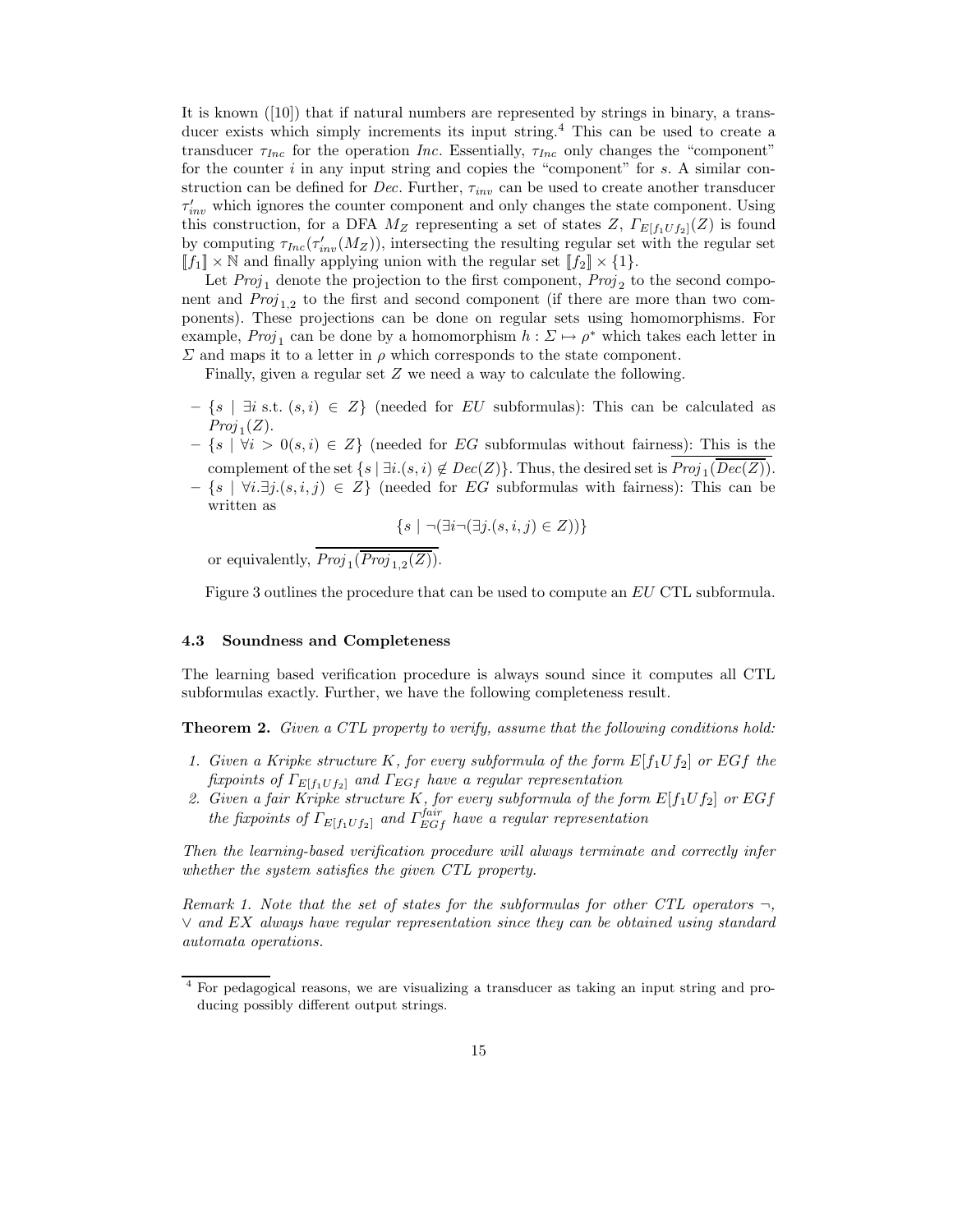It is known ([10]) that if natural numbers are represented by strings in binary, a transducer exists which simply increments its input string.[4] This can be used to create a transducer $\tau_{Inc}$ for the operation *Inc*. Essentially, $\tau_{Inc}$ only changes the "component" for the counter $i$ in any input string and copies the "component" for $s$. A similar construction can be defined for *Dec*. Further, $\tau_{inv}$ can be used to create another transducer $\tau'_{inv}$ which ignores the counter component and only changes the state component. Using this construction, for a DFA $M_Z$ representing a set of states $Z$, $\Gamma_{E[f_1 U f_2]}(Z)$ is found by computing $\tau_{Inc}(\tau'_{inv}(M_Z))$, intersecting the resulting regular set with the regular set $[\![f_1]\!] \times \mathbb{N}$ and finally applying union with the regular set $[\![f_2]\!] \times \{1\}$.

Let $Proj_1$ denote the projection to the first component, $Proj_2$ to the second component and $Proj_{1,2}$ to the first and second component (if there are more than two components). These projections can be done on regular sets using homomorphisms. For example, $Proj_1$ can be done by a homomorphism $h : \Sigma \mapsto \rho^*$ which takes each letter in $\Sigma$ and maps it to a letter in $\rho$ which corresponds to the state component.

Finally, given a regular set $Z$ we need a way to calculate the following.

- $\{s \mid \exists i \text{ s.t. } (s, i) \in Z\}$ (needed for *EU* subformulas): This can be calculated as $Proj_1(Z)$.
- $\{s \mid \forall i > 0 (s, i) \in Z\}$ (needed for *EG* subformulas without fairness): This is the complement of the set $\{s \mid \exists i.(s, i) \notin Dec(Z)\}$. Thus, the desired set is $\overline{Proj_1(\overline{Dec(Z)})}$.
- $\{s \mid \forall i.\exists j.(s, i, j) \in Z\}$ (needed for *EG* subformulas with fairness): This can be written as

$$\{s \mid \neg(\exists i \neg(\exists j.(s, i, j) \in Z))\}$$

or equivalently, $\overline{Proj_1(\overline{Proj_{1,2}(Z)})}$.

Figure 3 outlines the procedure that can be used to compute an *EU* CTL subformula.

### 4.3 Soundness and Completeness

The learning based verification procedure is always sound since it computes all CTL subformulas exactly. Further, we have the following completeness result.

**Theorem 2.** *Given a CTL property to verify, assume that the following conditions hold:*

1. *Given a Kripke structure $K$, for every subformula of the form $E[f_1 U f_2]$ or $EGf$ the fixpoints of $\Gamma_{E[f_1 U f_2]}$ and $\Gamma_{EGf}$ have a regular representation*
2. *Given a fair Kripke structure $K$, for every subformula of the form $E[f_1 U f_2]$ or $EGf$ the fixpoints of $\Gamma_{E[f_1 U f_2]}$ and $\Gamma^{fair}_{EGf}$ have a regular representation*

*Then the learning-based verification procedure will always terminate and correctly infer whether the system satisfies the given CTL property.*

*Remark 1. Note that the set of states for the subformulas for other CTL operators $\neg$, $\vee$ and $EX$ always have regular representation since they can be obtained using standard automata operations.*

[4] For pedagogical reasons, we are visualizing a transducer as taking an input string and producing possibly different output strings.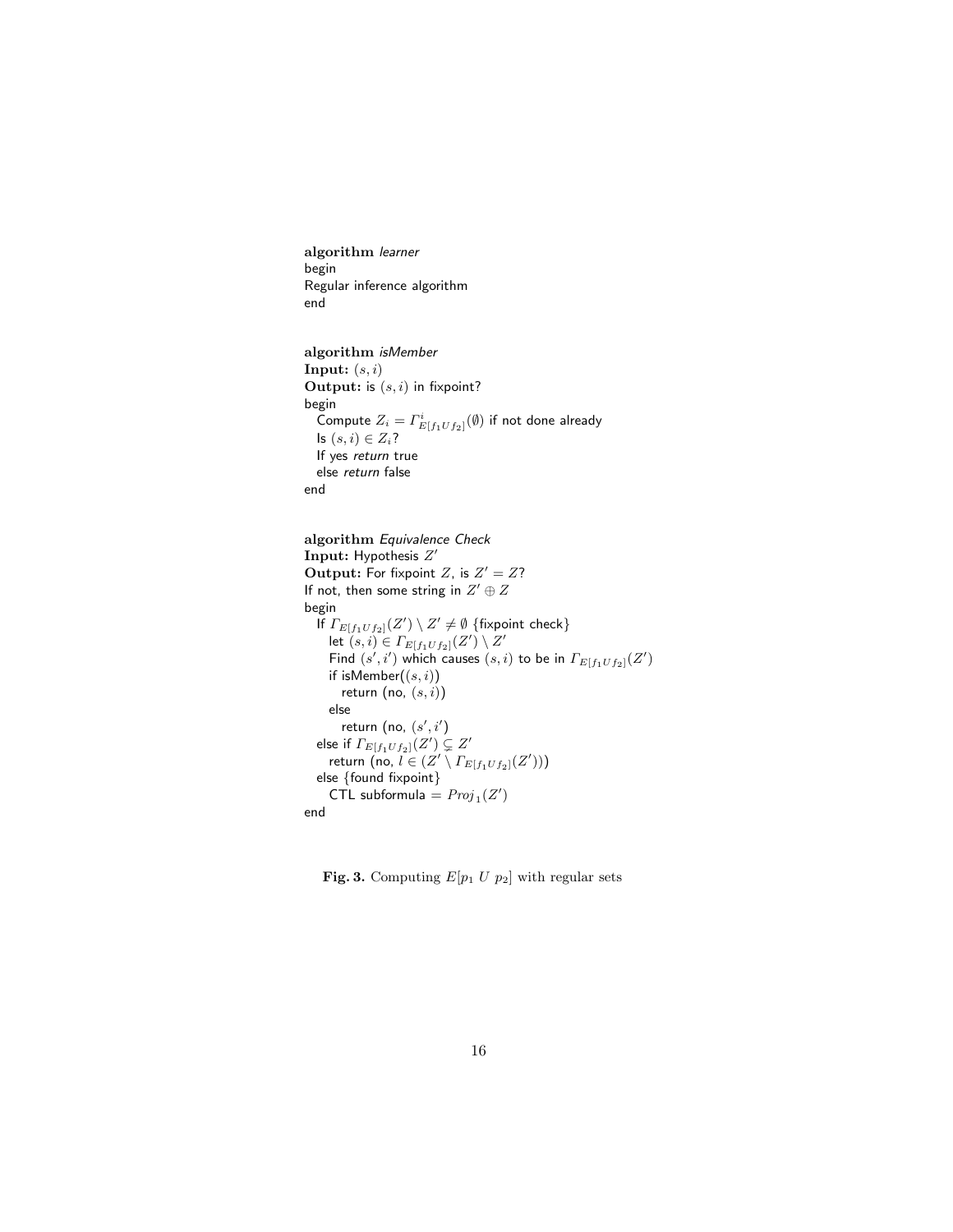**algorithm** *learner*
begin
Regular inference algorithm
end

**algorithm** *isMember*
**Input:** $(s, i)$
**Output:** is $(s, i)$ in fixpoint?
begin
  Compute $Z_i = \Gamma^i_{E[f_1 U f_2]}(\emptyset)$ if not done already
  Is $(s, i) \in Z_i$?
  If yes *return* true
  else *return* false
end

**algorithm** *Equivalence Check*
**Input:** Hypothesis $Z'$
**Output:** For fixpoint $Z$, is $Z' = Z$?
If not, then some string in $Z' \oplus Z$
begin
  If $\Gamma_{E[f_1 U f_2]}(Z') \setminus Z' \neq \emptyset$ {fixpoint check}
    let $(s, i) \in \Gamma_{E[f_1 U f_2]}(Z') \setminus Z'$
    Find $(s', i')$ which causes $(s, i)$ to be in $\Gamma_{E[f_1 U f_2]}(Z')$
    if isMember($(s, i)$)
      return (no, $(s, i)$)
    else
      return (no, $(s', i')$)
  else if $\Gamma_{E[f_1 U f_2]}(Z') \subsetneq Z'$
    return (no, $l \in (Z' \setminus \Gamma_{E[f_1 U f_2]}(Z'))$)
  else {found fixpoint}
    CTL subformula = $Proj_1(Z')$
end

**Fig. 3.** Computing $E[p_1 \; U \; p_2]$ with regular sets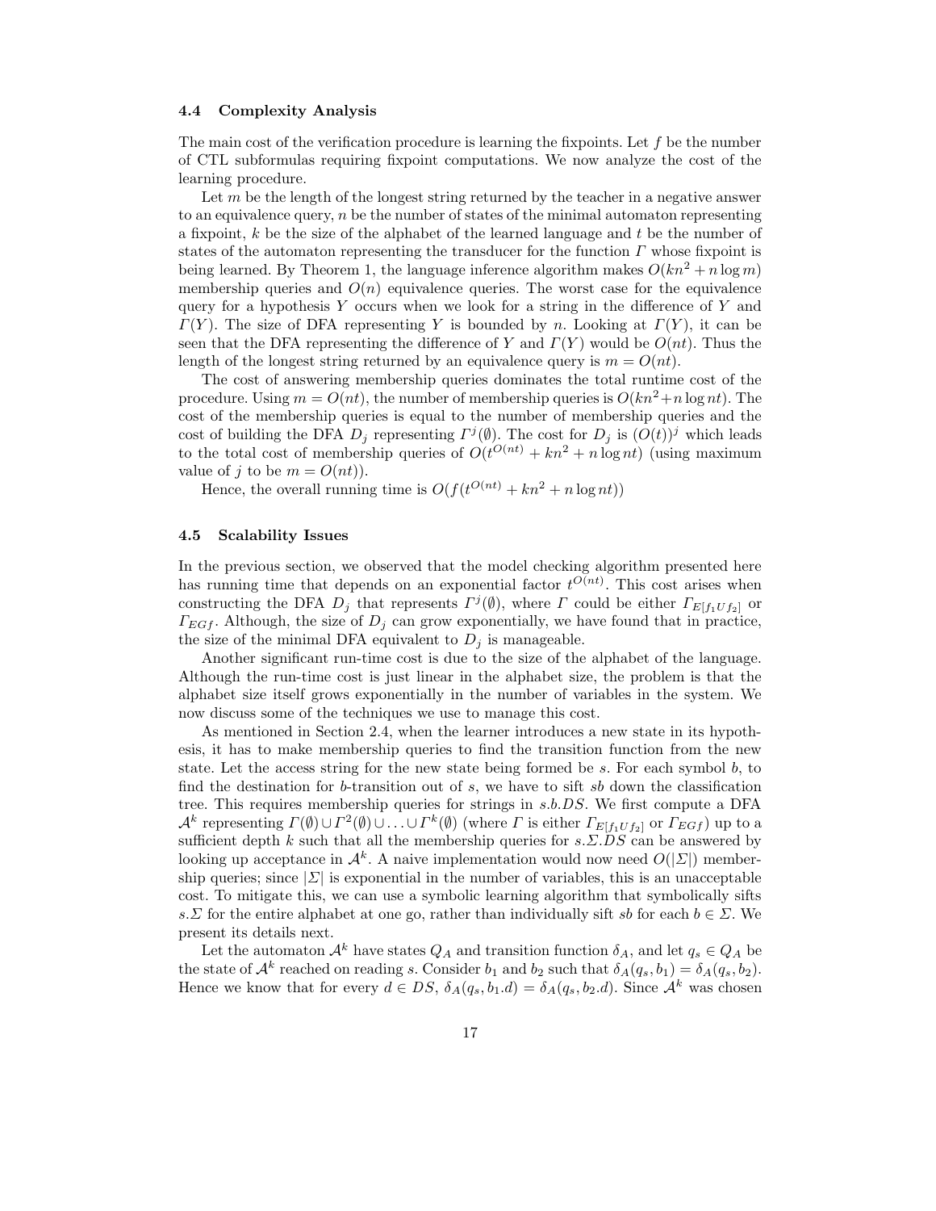### 4.4 Complexity Analysis

The main cost of the verification procedure is learning the fixpoints. Let $f$ be the number of CTL subformulas requiring fixpoint computations. We now analyze the cost of the learning procedure.

Let $m$ be the length of the longest string returned by the teacher in a negative answer to an equivalence query, $n$ be the number of states of the minimal automaton representing a fixpoint, $k$ be the size of the alphabet of the learned language and $t$ be the number of states of the automaton representing the transducer for the function $\Gamma$ whose fixpoint is being learned. By Theorem 1, the language inference algorithm makes $O(kn^2 + n \log m)$ membership queries and $O(n)$ equivalence queries. The worst case for the equivalence query for a hypothesis $Y$ occurs when we look for a string in the difference of $Y$ and $\Gamma(Y)$. The size of DFA representing $Y$ is bounded by $n$. Looking at $\Gamma(Y)$, it can be seen that the DFA representing the difference of $Y$ and $\Gamma(Y)$ would be $O(nt)$. Thus the length of the longest string returned by an equivalence query is $m = O(nt)$.

The cost of answering membership queries dominates the total runtime cost of the procedure. Using $m = O(nt)$, the number of membership queries is $O(kn^2 + n \log nt)$. The cost of the membership queries is equal to the number of membership queries and the cost of building the DFA $D_j$ representing $\Gamma^j(\emptyset)$. The cost for $D_j$ is $(O(t))^j$ which leads to the total cost of membership queries of $O(t^{O(nt)} + kn^2 + n \log nt)$ (using maximum value of $j$ to be $m = O(nt)$).

Hence, the overall running time is $O(f(t^{O(nt)} + kn^2 + n \log nt))$

### 4.5 Scalability Issues

In the previous section, we observed that the model checking algorithm presented here has running time that depends on an exponential factor $t^{O(nt)}$. This cost arises when constructing the DFA $D_j$ that represents $\Gamma^j(\emptyset)$, where $\Gamma$ could be either $\Gamma_{E[f_1 U f_2]}$ or $\Gamma_{EGf}$. Although, the size of $D_j$ can grow exponentially, we have found that in practice, the size of the minimal DFA equivalent to $D_j$ is manageable.

Another significant run-time cost is due to the size of the alphabet of the language. Although the run-time cost is just linear in the alphabet size, the problem is that the alphabet size itself grows exponentially in the number of variables in the system. We now discuss some of the techniques we use to manage this cost.

As mentioned in Section 2.4, when the learner introduces a new state in its hypothesis, it has to make membership queries to find the transition function from the new state. Let the access string for the new state being formed be $s$. For each symbol $b$, to find the destination for $b$-transition out of $s$, we have to sift $sb$ down the classification tree. This requires membership queries for strings in $s.b.DS$. We first compute a DFA $\mathcal{A}^k$ representing $\Gamma(\emptyset) \cup \Gamma^2(\emptyset) \cup \ldots \cup \Gamma^k(\emptyset)$ (where $\Gamma$ is either $\Gamma_{E[f_1 U f_2]}$ or $\Gamma_{EGf}$) up to a sufficient depth $k$ such that all the membership queries for $s.\Sigma.DS$ can be answered by looking up acceptance in $\mathcal{A}^k$. A naive implementation would now need $O(|\Sigma|)$ membership queries; since $|\Sigma|$ is exponential in the number of variables, this is an unacceptable cost. To mitigate this, we can use a symbolic learning algorithm that symbolically sifts $s.\Sigma$ for the entire alphabet at one go, rather than individually sift $sb$ for each $b \in \Sigma$. We present its details next.

Let the automaton $\mathcal{A}^k$ have states $Q_A$ and transition function $\delta_A$, and let $q_s \in Q_A$ be the state of $\mathcal{A}^k$ reached on reading $s$. Consider $b_1$ and $b_2$ such that $\delta_A(q_s, b_1) = \delta_A(q_s, b_2)$. Hence we know that for every $d \in DS$, $\delta_A(q_s, b_1.d) = \delta_A(q_s, b_2.d)$. Since $\mathcal{A}^k$ was chosen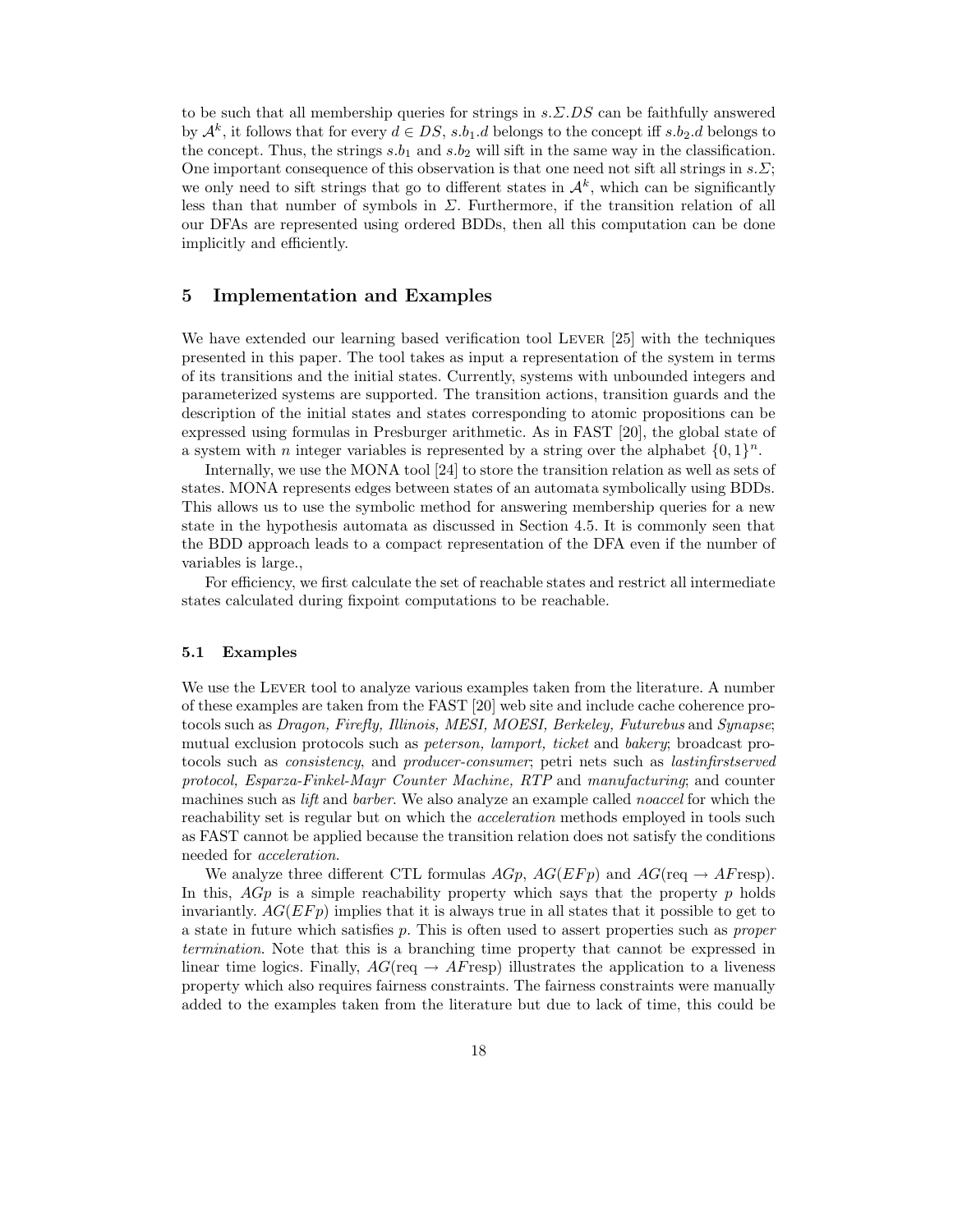to be such that all membership queries for strings in $s.\Sigma.DS$ can be faithfully answered by $\mathcal{A}^k$, it follows that for every $d \in DS$, $s.b_1.d$ belongs to the concept iff $s.b_2.d$ belongs to the concept. Thus, the strings $s.b_1$ and $s.b_2$ will sift in the same way in the classification. One important consequence of this observation is that one need not sift all strings in $s.\Sigma$; we only need to sift strings that go to different states in $\mathcal{A}^k$, which can be significantly less than that number of symbols in $\Sigma$. Furthermore, if the transition relation of all our DFAs are represented using ordered BDDs, then all this computation can be done implicitly and efficiently.

## 5 Implementation and Examples

We have extended our learning based verification tool Lever [25] with the techniques presented in this paper. The tool takes as input a representation of the system in terms of its transitions and the initial states. Currently, systems with unbounded integers and parameterized systems are supported. The transition actions, transition guards and the description of the initial states and states corresponding to atomic propositions can be expressed using formulas in Presburger arithmetic. As in FAST [20], the global state of a system with $n$ integer variables is represented by a string over the alphabet $\{0, 1\}^n$.

Internally, we use the MONA tool [24] to store the transition relation as well as sets of states. MONA represents edges between states of an automata symbolically using BDDs. This allows us to use the symbolic method for answering membership queries for a new state in the hypothesis automata as discussed in Section 4.5. It is commonly seen that the BDD approach leads to a compact representation of the DFA even if the number of variables is large.,

For efficiency, we first calculate the set of reachable states and restrict all intermediate states calculated during fixpoint computations to be reachable.

### 5.1 Examples

We use the Lever tool to analyze various examples taken from the literature. A number of these examples are taken from the FAST [20] web site and include cache coherence protocols such as *Dragon, Firefly, Illinois, MESI, MOESI, Berkeley, Futurebus* and *Synapse*; mutual exclusion protocols such as *peterson, lamport, ticket* and *bakery*; broadcast protocols such as *consistency*, and *producer-consumer*; petri nets such as *lastinfirstserved protocol, Esparza-Finkel-Mayr Counter Machine, RTP* and *manufacturing*; and counter machines such as *lift* and *barber*. We also analyze an example called *noaccel* for which the reachability set is regular but on which the *acceleration* methods employed in tools such as FAST cannot be applied because the transition relation does not satisfy the conditions needed for *acceleration*.

We analyze three different CTL formulas $AGp$, $AG(EFp)$ and $AG(\text{req} \rightarrow AF\text{resp})$. In this, $AGp$ is a simple reachability property which says that the property $p$ holds invariantly. $AG(EFp)$ implies that it is always true in all states that it possible to get to a state in future which satisfies $p$. This is often used to assert properties such as *proper termination*. Note that this is a branching time property that cannot be expressed in linear time logics. Finally, $AG(\text{req} \rightarrow AF\text{resp})$ illustrates the application to a liveness property which also requires fairness constraints. The fairness constraints were manually added to the examples taken from the literature but due to lack of time, this could be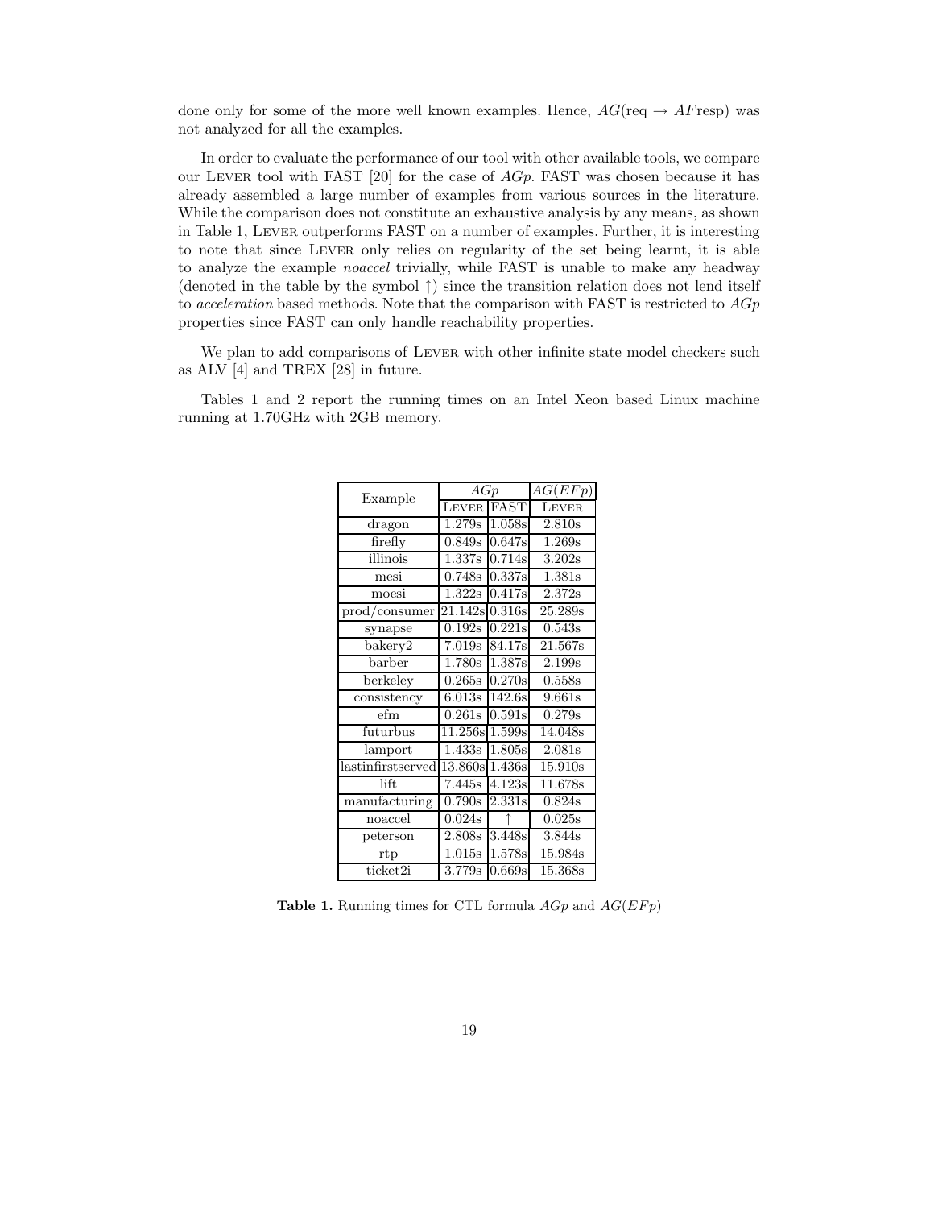done only for some of the more well known examples. Hence, $AG(\text{req} \rightarrow AF\text{resp})$ was not analyzed for all the examples.

In order to evaluate the performance of our tool with other available tools, we compare our LEVER tool with FAST [20] for the case of $AGp$. FAST was chosen because it has already assembled a large number of examples from various sources in the literature. While the comparison does not constitute an exhaustive analysis by any means, as shown in Table 1, LEVER outperforms FAST on a number of examples. Further, it is interesting to note that since LEVER only relies on regularity of the set being learnt, it is able to analyze the example *noaccel* trivially, while FAST is unable to make any headway (denoted in the table by the symbol $\uparrow$) since the transition relation does not lend itself to *acceleration* based methods. Note that the comparison with FAST is restricted to $AGp$ properties since FAST can only handle reachability properties.

We plan to add comparisons of LEVER with other infinite state model checkers such as ALV [4] and TREX [28] in future.

Tables 1 and 2 report the running times on an Intel Xeon based Linux machine running at 1.70GHz with 2GB memory.

| Example | $AGp$ | | $AG(EFp)$ |
|---|---|---|---|
| | LEVER | FAST | LEVER |
| dragon | 1.279s | 1.058s | 2.810s |
| firefly | 0.849s | 0.647s | 1.269s |
| illinois | 1.337s | 0.714s | 3.202s |
| mesi | 0.748s | 0.337s | 1.381s |
| moesi | 1.322s | 0.417s | 2.372s |
| prod/consumer | 21.142s | 0.316s | 25.289s |
| synapse | 0.192s | 0.221s | 0.543s |
| bakery2 | 7.019s | 84.17s | 21.567s |
| barber | 1.780s | 1.387s | 2.199s |
| berkeley | 0.265s | 0.270s | 0.558s |
| consistency | 6.013s | 142.6s | 9.661s |
| efm | 0.261s | 0.591s | 0.279s |
| futurbus | 11.256s | 1.599s | 14.048s |
| lamport | 1.433s | 1.805s | 2.081s |
| lastinfirstserved | 13.860s | 1.436s | 15.910s |
| lift | 7.445s | 4.123s | 11.678s |
| manufacturing | 0.790s | 2.331s | 0.824s |
| noaccel | 0.024s | $\uparrow$ | 0.025s |
| peterson | 2.808s | 3.448s | 3.844s |
| rtp | 1.015s | 1.578s | 15.984s |
| ticket2i | 3.779s | 0.669s | 15.368s |

**Table 1.** Running times for CTL formula $AGp$ and $AG(EFp)$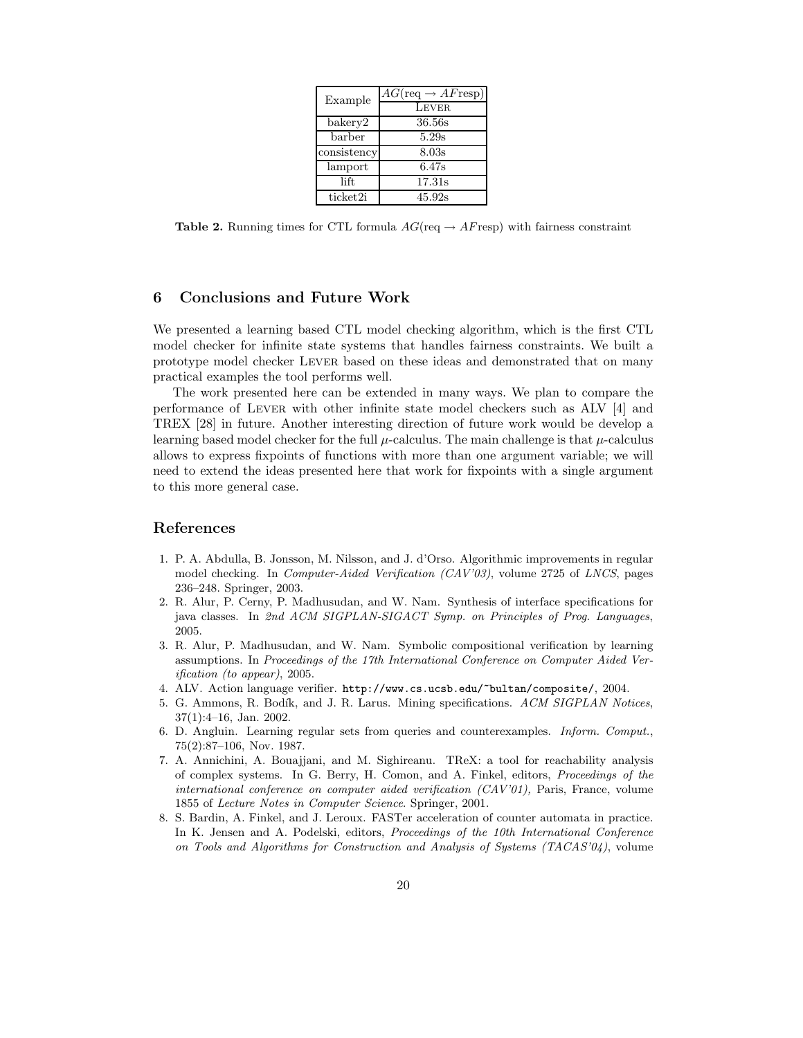| Example | $AG(\text{req} \rightarrow AF\text{resp})$ |
|---|---|
| | LEVER |
| bakery2 | 36.56s |
| barber | 5.29s |
| consistency | 8.03s |
| lamport | 6.47s |
| lift | 17.31s |
| ticket2i | 45.92s |

**Table 2.** Running times for CTL formula $AG(\text{req} \rightarrow AF\text{resp})$ with fairness constraint

## 6 Conclusions and Future Work

We presented a learning based CTL model checking algorithm, which is the first CTL model checker for infinite state systems that handles fairness constraints. We built a prototype model checker LEVER based on these ideas and demonstrated that on many practical examples the tool performs well.

The work presented here can be extended in many ways. We plan to compare the performance of LEVER with other infinite state model checkers such as ALV [4] and TREX [28] in future. Another interesting direction of future work would be develop a learning based model checker for the full $\mu$-calculus. The main challenge is that $\mu$-calculus allows to express fixpoints of functions with more than one argument variable; we will need to extend the ideas presented here that work for fixpoints with a single argument to this more general case.

## References

1. P. A. Abdulla, B. Jonsson, M. Nilsson, and J. d'Orso. Algorithmic improvements in regular model checking. In *Computer-Aided Verification (CAV'03)*, volume 2725 of *LNCS*, pages 236–248. Springer, 2003.
2. R. Alur, P. Cerny, P. Madhusudan, and W. Nam. Synthesis of interface specifications for java classes. In *2nd ACM SIGPLAN-SIGACT Symp. on Principles of Prog. Languages*, 2005.
3. R. Alur, P. Madhusudan, and W. Nam. Symbolic compositional verification by learning assumptions. In *Proceedings of the 17th International Conference on Computer Aided Verification (to appear)*, 2005.
4. ALV. Action language verifier. `http://www.cs.ucsb.edu/~bultan/composite/`, 2004.
5. G. Ammons, R. Bodík, and J. R. Larus. Mining specifications. *ACM SIGPLAN Notices*, 37(1):4–16, Jan. 2002.
6. D. Angluin. Learning regular sets from queries and counterexamples. *Inform. Comput.*, 75(2):87–106, Nov. 1987.
7. A. Annichini, A. Bouajjani, and M. Sighireanu. TReX: a tool for reachability analysis of complex systems. In G. Berry, H. Comon, and A. Finkel, editors, *Proceedings of the international conference on computer aided verification (CAV'01),* Paris, France, volume 1855 of *Lecture Notes in Computer Science*. Springer, 2001.
8. S. Bardin, A. Finkel, and J. Leroux. FASTer acceleration of counter automata in practice. In K. Jensen and A. Podelski, editors, *Proceedings of the 10th International Conference on Tools and Algorithms for Construction and Analysis of Systems (TACAS'04)*, volume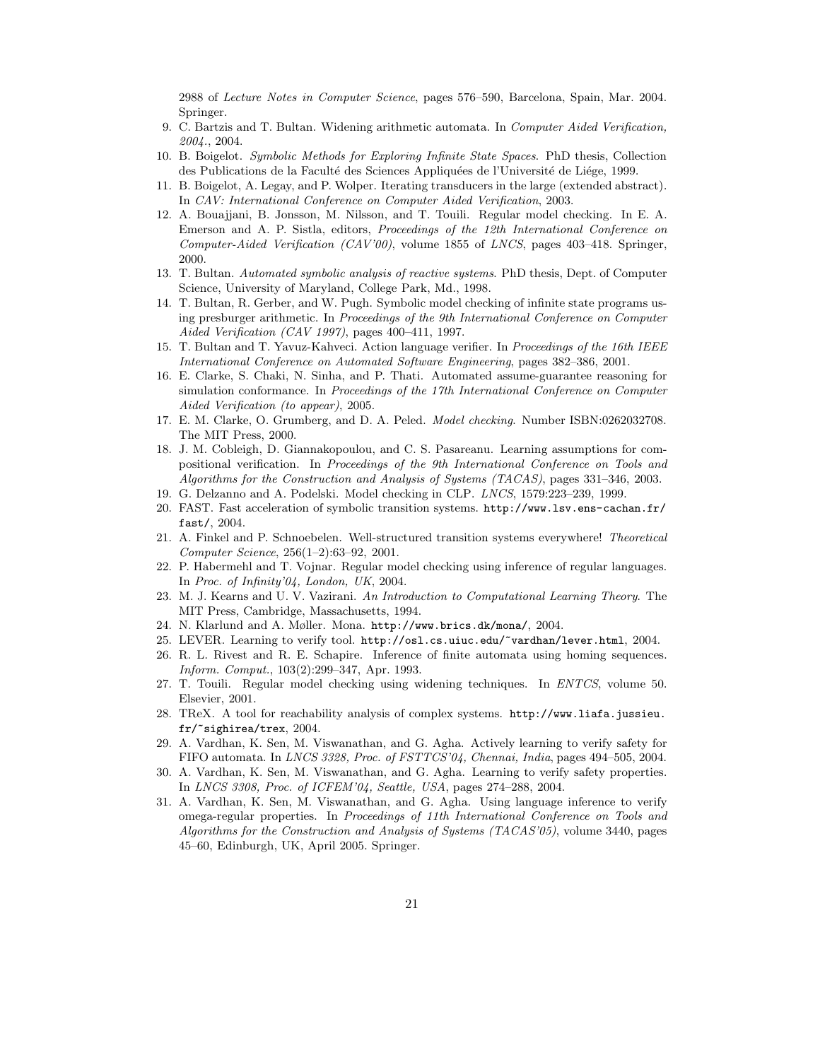2988 of *Lecture Notes in Computer Science*, pages 576–590, Barcelona, Spain, Mar. 2004. Springer.

9. C. Bartzis and T. Bultan. Widening arithmetic automata. In *Computer Aided Verification, 2004.*, 2004.
10. B. Boigelot. *Symbolic Methods for Exploring Infinite State Spaces*. PhD thesis, Collection des Publications de la Faculté des Sciences Appliquées de l'Université de Liége, 1999.
11. B. Boigelot, A. Legay, and P. Wolper. Iterating transducers in the large (extended abstract). In *CAV: International Conference on Computer Aided Verification*, 2003.
12. A. Bouajjani, B. Jonsson, M. Nilsson, and T. Touili. Regular model checking. In E. A. Emerson and A. P. Sistla, editors, *Proceedings of the 12th International Conference on Computer-Aided Verification (CAV'00)*, volume 1855 of *LNCS*, pages 403–418. Springer, 2000.
13. T. Bultan. *Automated symbolic analysis of reactive systems*. PhD thesis, Dept. of Computer Science, University of Maryland, College Park, Md., 1998.
14. T. Bultan, R. Gerber, and W. Pugh. Symbolic model checking of infinite state programs using presburger arithmetic. In *Proceedings of the 9th International Conference on Computer Aided Verification (CAV 1997)*, pages 400–411, 1997.
15. T. Bultan and T. Yavuz-Kahveci. Action language verifier. In *Proceedings of the 16th IEEE International Conference on Automated Software Engineering*, pages 382–386, 2001.
16. E. Clarke, S. Chaki, N. Sinha, and P. Thati. Automated assume-guarantee reasoning for simulation conformance. In *Proceedings of the 17th International Conference on Computer Aided Verification (to appear)*, 2005.
17. E. M. Clarke, O. Grumberg, and D. A. Peled. *Model checking*. Number ISBN:0262032708. The MIT Press, 2000.
18. J. M. Cobleigh, D. Giannakopoulou, and C. S. Pasareanu. Learning assumptions for compositional verification. In *Proceedings of the 9th International Conference on Tools and Algorithms for the Construction and Analysis of Systems (TACAS)*, pages 331–346, 2003.
19. G. Delzanno and A. Podelski. Model checking in CLP. *LNCS*, 1579:223–239, 1999.
20. FAST. Fast acceleration of symbolic transition systems. `http://www.lsv.ens-cachan.fr/fast/`, 2004.
21. A. Finkel and P. Schnoebelen. Well-structured transition systems everywhere! *Theoretical Computer Science*, 256(1–2):63–92, 2001.
22. P. Habermehl and T. Vojnar. Regular model checking using inference of regular languages. In *Proc. of Infinity'04, London, UK*, 2004.
23. M. J. Kearns and U. V. Vazirani. *An Introduction to Computational Learning Theory*. The MIT Press, Cambridge, Massachusetts, 1994.
24. N. Klarlund and A. Møller. Mona. `http://www.brics.dk/mona/`, 2004.
25. LEVER. Learning to verify tool. `http://osl.cs.uiuc.edu/~vardhan/lever.html`, 2004.
26. R. L. Rivest and R. E. Schapire. Inference of finite automata using homing sequences. *Inform. Comput.*, 103(2):299–347, Apr. 1993.
27. T. Touili. Regular model checking using widening techniques. In *ENTCS*, volume 50. Elsevier, 2001.
28. TReX. A tool for reachability analysis of complex systems. `http://www.liafa.jussieu.fr/~sighirea/trex`, 2004.
29. A. Vardhan, K. Sen, M. Viswanathan, and G. Agha. Actively learning to verify safety for FIFO automata. In *LNCS 3328, Proc. of FSTTCS'04, Chennai, India*, pages 494–505, 2004.
30. A. Vardhan, K. Sen, M. Viswanathan, and G. Agha. Learning to verify safety properties. In *LNCS 3308, Proc. of ICFEM'04, Seattle, USA*, pages 274–288, 2004.
31. A. Vardhan, K. Sen, M. Viswanathan, and G. Agha. Using language inference to verify omega-regular properties. In *Proceedings of 11th International Conference on Tools and Algorithms for the Construction and Analysis of Systems (TACAS'05)*, volume 3440, pages 45–60, Edinburgh, UK, April 2005. Springer.